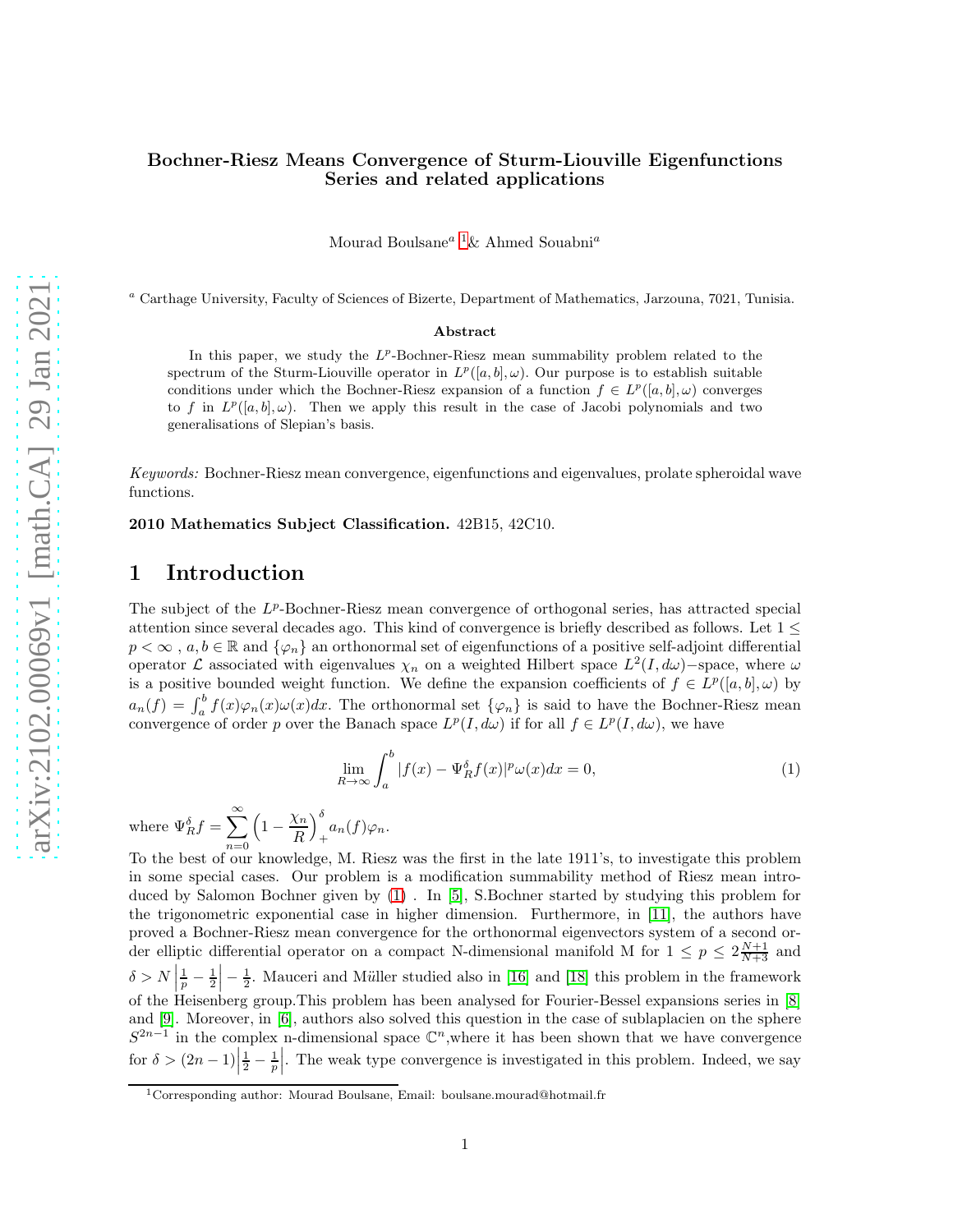# Bochner-Riesz Means Convergence of Sturm-Liouville Eigenfunctions Series and related applications

Mourad Boulsane[a] [1] & Ahmed Souabni[a]

[a] Carthage University, Faculty of Sciences of Bizerte, Department of Mathematics, Jarzouna, 7021, Tunisia.

### Abstract

In this paper, we study the $L^p$-Bochner-Riesz mean summability problem related to the spectrum of the Sturm-Liouville operator in $L^p([a,b],\omega)$. Our purpose is to establish suitable conditions under which the Bochner-Riesz expansion of a function $f \in L^p([a,b],\omega)$ converges to $f$ in $L^p([a,b],\omega)$. Then we apply this result in the case of Jacobi polynomials and two generalisations of Slepian's basis.

*Keywords:* Bochner-Riesz mean convergence, eigenfunctions and eigenvalues, prolate spheroidal wave functions.

**2010 Mathematics Subject Classification.** 42B15, 42C10.

## 1 Introduction

The subject of the $L^p$-Bochner-Riesz mean convergence of orthogonal series, has attracted special attention since several decades ago. This kind of convergence is briefly described as follows. Let $1 \leq p < \infty$ , $a, b \in \mathbb{R}$ and $\{\varphi_n\}$ an orthonormal set of eigenfunctions of a positive self-adjoint differential operator $\mathcal{L}$ associated with eigenvalues $\chi_n$ on a weighted Hilbert space $L^2(I, d\omega)$−space, where $\omega$ is a positive bounded weight function. We define the expansion coefficients of $f \in L^p([a,b],\omega)$ by $a_n(f) = \int_a^b f(x)\varphi_n(x)\omega(x)dx$. The orthonormal set $\{\varphi_n\}$ is said to have the Bochner-Riesz mean convergence of order $p$ over the Banach space $L^p(I, d\omega)$ if for all $f \in L^p(I, d\omega)$, we have

$$\lim_{R\to\infty} \int_a^b |f(x) - \Psi_R^\delta f(x)|^p \omega(x)dx = 0, \tag{1}$$

where $\Psi_R^\delta f = \displaystyle\sum_{n=0}^{\infty} \left(1 - \frac{\chi_n}{R}\right)_+^\delta a_n(f)\varphi_n$.

To the best of our knowledge, M. Riesz was the first in the late 1911's, to investigate this problem in some special cases. Our problem is a modification summability method of Riesz mean introduced by Salomon Bochner given by (1) . In [5], S.Bochner started by studying this problem for the trigonometric exponential case in higher dimension. Furthermore, in [11], the authors have proved a Bochner-Riesz mean convergence for the orthonormal eigenvectors system of a second order elliptic differential operator on a compact N-dimensional manifold M for $1 \leq p \leq 2\frac{N+1}{N+3}$ and $\delta > N\left|\frac{1}{p} - \frac{1}{2}\right| - \frac{1}{2}$. Mauceri and Müller studied also in [16] and [18] this problem in the framework of the Heisenberg group.This problem has been analysed for Fourier-Bessel expansions series in [8] and [9]. Moreover, in [6], authors also solved this question in the case of sublaplacien on the sphere $S^{2n-1}$ in the complex n-dimensional space $\mathbb{C}^n$,where it has been shown that we have convergence for $\delta > (2n-1)\left|\frac{1}{2} - \frac{1}{p}\right|$. The weak type convergence is investigated in this problem. Indeed, we say

[1] Corresponding author: Mourad Boulsane, Email: boulsane.mourad@hotmail.fr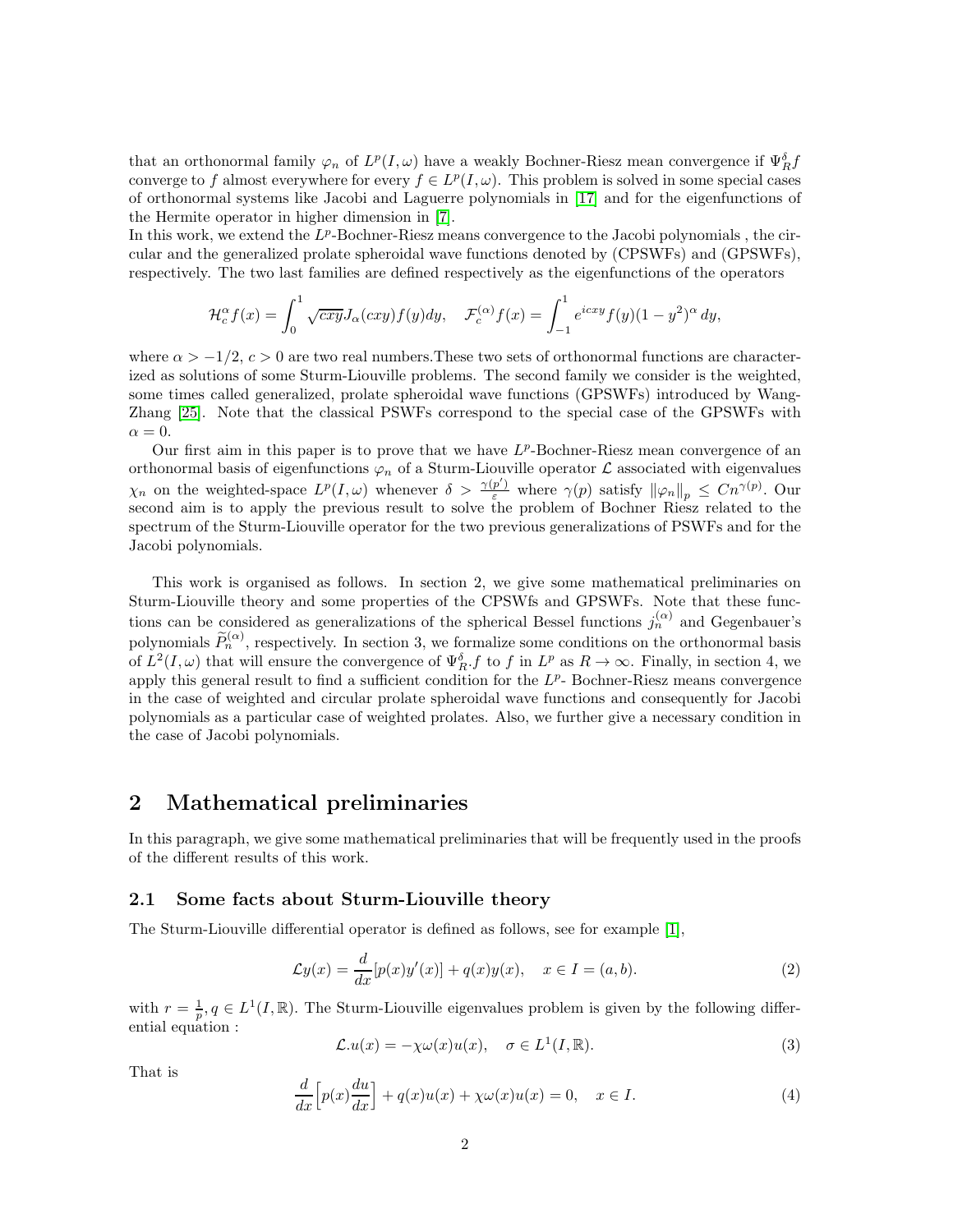that an orthonormal family $\varphi_n$ of $L^p(I,\omega)$ have a weakly Bochner-Riesz mean convergence if $\Psi_R^\delta f$ converge to $f$ almost everywhere for every $f \in L^p(I,\omega)$. This problem is solved in some special cases of orthonormal systems like Jacobi and Laguerre polynomials in [17] and for the eigenfunctions of the Hermite operator in higher dimension in [7].
In this work, we extend the $L^p$-Bochner-Riesz means convergence to the Jacobi polynomials , the circular and the generalized prolate spheroidal wave functions denoted by (CPSWFs) and (GPSWFs), respectively. The two last families are defined respectively as the eigenfunctions of the operators

$$\mathcal{H}_c^\alpha f(x) = \int_0^1 \sqrt{cxy} J_\alpha(cxy) f(y) dy, \quad \mathcal{F}_c^{(\alpha)} f(x) = \int_{-1}^1 e^{icxy} f(y)(1-y^2)^\alpha \, dy,$$

where $\alpha > -1/2$, $c > 0$ are two real numbers.These two sets of orthonormal functions are characterized as solutions of some Sturm-Liouville problems. The second family we consider is the weighted, some times called generalized, prolate spheroidal wave functions (GPSWFs) introduced by Wang-Zhang [25]. Note that the classical PSWFs correspond to the special case of the GPSWFs with $\alpha = 0$.

Our first aim in this paper is to prove that we have $L^p$-Bochner-Riesz mean convergence of an orthonormal basis of eigenfunctions $\varphi_n$ of a Sturm-Liouville operator $\mathcal{L}$ associated with eigenvalues $\chi_n$ on the weighted-space $L^p(I,\omega)$ whenever $\delta > \frac{\gamma(p')}{\varepsilon}$ where $\gamma(p)$ satisfy $\|\varphi_n\|_p \leq C n^{\gamma(p)}$. Our second aim is to apply the previous result to solve the problem of Bochner Riesz related to the spectrum of the Sturm-Liouville operator for the two previous generalizations of PSWFs and for the Jacobi polynomials.

This work is organised as follows. In section 2, we give some mathematical preliminaries on Sturm-Liouville theory and some properties of the CPSWFs and GPSWFs. Note that these functions can be considered as generalizations of the spherical Bessel functions $j_n^{(\alpha)}$ and Gegenbauer's polynomials $\widetilde{P}_n^{(\alpha)}$, respectively. In section 3, we formalize some conditions on the orthonormal basis of $L^2(I,\omega)$ that will ensure the convergence of $\Psi_R^\delta.f$ to $f$ in $L^p$ as $R \to \infty$. Finally, in section 4, we apply this general result to find a sufficient condition for the $L^p$- Bochner-Riesz means convergence in the case of weighted and circular prolate spheroidal wave functions and consequently for Jacobi polynomials as a particular case of weighted prolates. Also, we further give a necessary condition in the case of Jacobi polynomials.

## 2 Mathematical preliminaries

In this paragraph, we give some mathematical preliminaries that will be frequently used in the proofs of the different results of this work.

### 2.1 Some facts about Sturm-Liouville theory

The Sturm-Liouville differential operator is defined as follows, see for example [1],

$$\mathcal{L}y(x) = \frac{d}{dx}[p(x)y'(x)] + q(x)y(x), \quad x \in I = (a,b). \tag{2}$$

with $r = \frac{1}{p}, q \in L^1(I,\mathbb{R})$. The Sturm-Liouville eigenvalues problem is given by the following differential equation :

$$\mathcal{L}.u(x) = -\chi\omega(x)u(x), \quad \sigma \in L^1(I,\mathbb{R}). \tag{3}$$

That is

$$\frac{d}{dx}\Big[p(x)\frac{du}{dx}\Big] + q(x)u(x) + \chi\omega(x)u(x) = 0, \quad x \in I. \tag{4}$$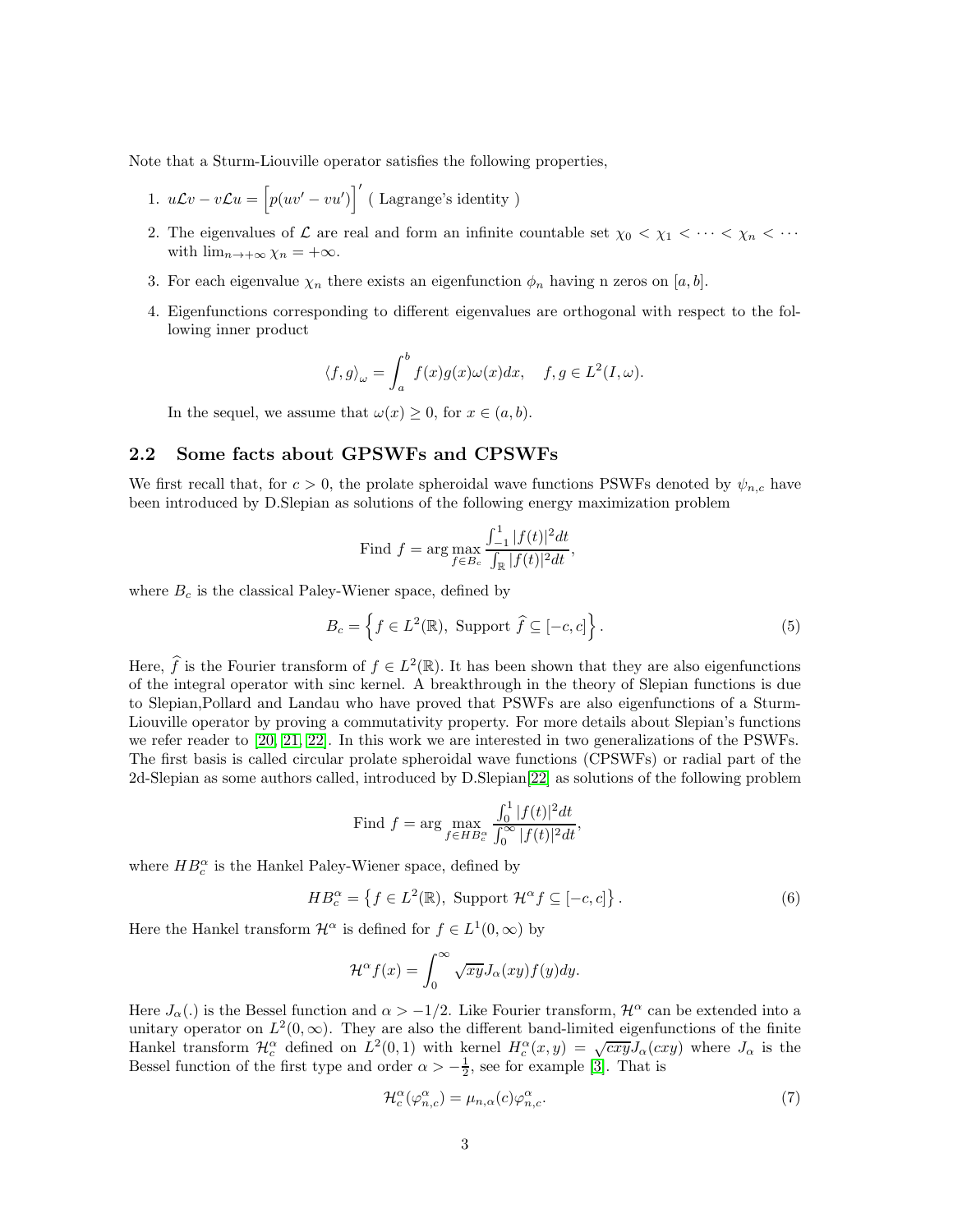Note that a Sturm-Liouville operator satisfies the following properties,

1. $u\mathcal{L}v - v\mathcal{L}u = \Big[p(uv' - vu')\Big]'$ ( Lagrange's identity )
2. The eigenvalues of $\mathcal{L}$ are real and form an infinite countable set $\chi_0 < \chi_1 < \cdots < \chi_n < \cdots$ with $\lim_{n\to+\infty} \chi_n = +\infty$.
3. For each eigenvalue $\chi_n$ there exists an eigenfunction $\phi_n$ having n zeros on $[a,b]$.
4. Eigenfunctions corresponding to different eigenvalues are orthogonal with respect to the following inner product

$$\langle f, g\rangle_\omega = \int_a^b f(x)g(x)\omega(x)dx, \quad f, g \in L^2(I,\omega).$$

In the sequel, we assume that $\omega(x) \geq 0$, for $x \in (a,b)$.

## 2.2 Some facts about GPSWFs and CPSWFs

We first recall that, for $c > 0$, the prolate spheroidal wave functions PSWFs denoted by $\psi_{n,c}$ have been introduced by D.Slepian as solutions of the following energy maximization problem

$$\text{Find } f = \arg\max_{f\in B_c} \frac{\int_{-1}^1 |f(t)|^2 dt}{\int_{\mathbb{R}} |f(t)|^2 dt},$$

where $B_c$ is the classical Paley-Wiener space, defined by

$$B_c = \left\{ f \in L^2(\mathbb{R}),\ \text{Support } \widehat{f} \subseteq [-c,c] \right\}. \tag{5}$$

Here, $\widehat{f}$ is the Fourier transform of $f \in L^2(\mathbb{R})$. It has been shown that they are also eigenfunctions of the integral operator with sinc kernel. A breakthrough in the theory of Slepian functions is due to Slepian,Pollard and Landau who have proved that PSWFs are also eigenfunctions of a Sturm-Liouville operator by proving a commutativity property. For more details about Slepian's functions we refer reader to [20, 21, 22]. In this work we are interested in two generalizations of the PSWFs. The first basis is called circular prolate spheroidal wave functions (CPSWFs) or radial part of the 2d-Slepian as some authors called, introduced by D.Slepian[22] as solutions of the following problem

$$\text{Find } f = \arg\max_{f\in HB_c^\alpha} \frac{\int_0^1 |f(t)|^2 dt}{\int_0^\infty |f(t)|^2 dt},$$

where $HB_c^\alpha$ is the Hankel Paley-Wiener space, defined by

$$HB_c^\alpha = \left\{ f \in L^2(\mathbb{R}),\ \text{Support } \mathcal{H}^\alpha f \subseteq [-c,c] \right\}. \tag{6}$$

Here the Hankel transform $\mathcal{H}^\alpha$ is defined for $f \in L^1(0,\infty)$ by

$$\mathcal{H}^\alpha f(x) = \int_0^\infty \sqrt{xy} J_\alpha(xy) f(y) dy.$$

Here $J_\alpha(.)$ is the Bessel function and $\alpha > -1/2$. Like Fourier transform, $\mathcal{H}^\alpha$ can be extended into a unitary operator on $L^2(0,\infty)$. They are also the different band-limited eigenfunctions of the finite Hankel transform $\mathcal{H}_c^\alpha$ defined on $L^2(0,1)$ with kernel $H_c^\alpha(x,y) = \sqrt{cxy}J_\alpha(cxy)$ where $J_\alpha$ is the Bessel function of the first type and order $\alpha > -\frac{1}{2}$, see for example [3]. That is

$$\mathcal{H}_c^\alpha(\varphi_{n,c}^\alpha) = \mu_{n,\alpha}(c)\varphi_{n,c}^\alpha. \tag{7}$$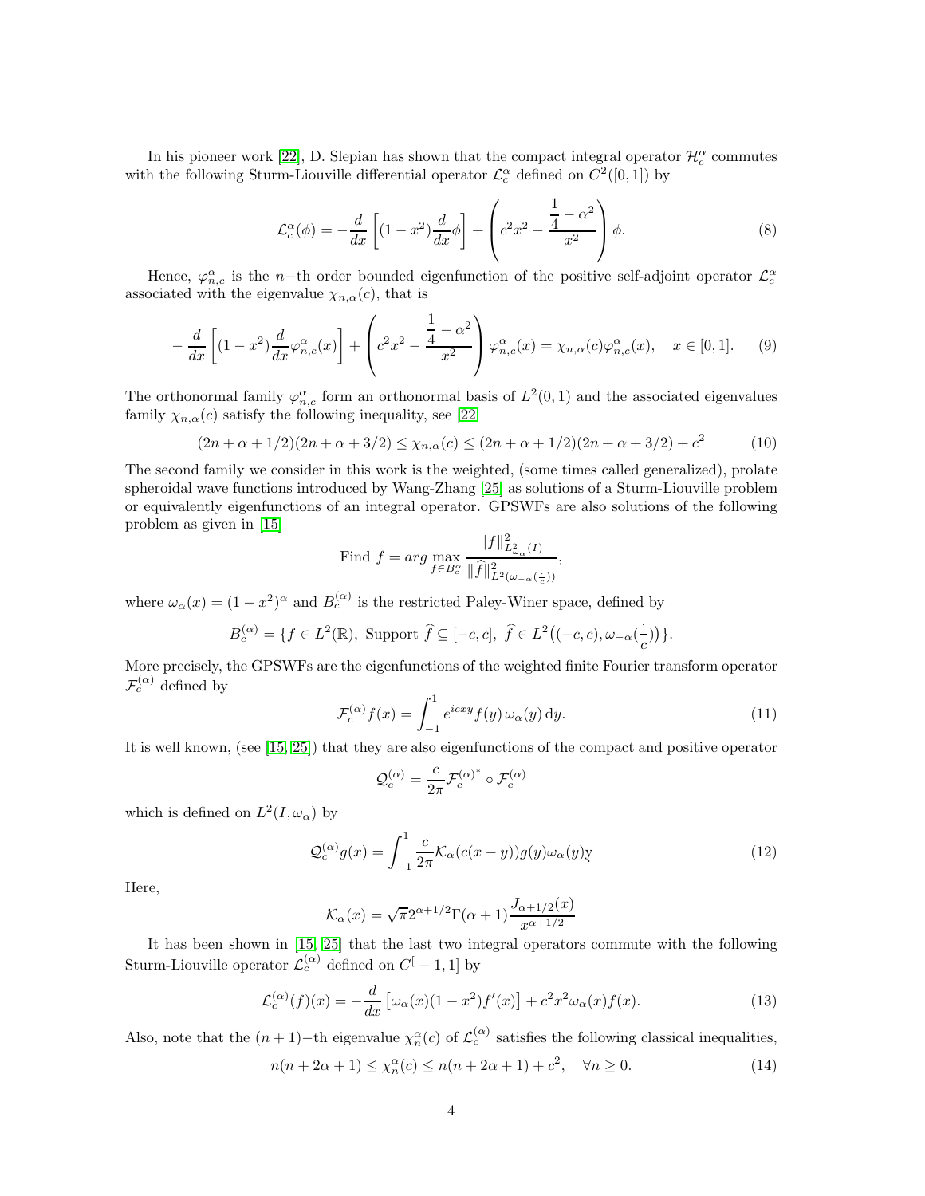In his pioneer work [22], D. Slepian has shown that the compact integral operator $\mathcal{H}_c^\alpha$ commutes with the following Sturm-Liouville differential operator $\mathcal{L}_c^\alpha$ defined on $C^2([0,1])$ by

$$\mathcal{L}_c^\alpha(\phi) = -\frac{d}{dx}\left[(1-x^2)\frac{d}{dx}\phi\right] + \left(c^2x^2 - \frac{\frac{1}{4}-\alpha^2}{x^2}\right)\phi. \tag{8}$$

Hence, $\varphi_{n,c}^\alpha$ is the $n-$th order bounded eigenfunction of the positive self-adjoint operator $\mathcal{L}_c^\alpha$ associated with the eigenvalue $\chi_{n,\alpha}(c)$, that is

$$-\frac{d}{dx}\left[(1-x^2)\frac{d}{dx}\varphi_{n,c}^\alpha(x)\right] + \left(c^2x^2 - \frac{\frac{1}{4}-\alpha^2}{x^2}\right)\varphi_{n,c}^\alpha(x) = \chi_{n,\alpha}(c)\varphi_{n,c}^\alpha(x), \quad x \in [0,1]. \tag{9}$$

The orthonormal family $\varphi_{n,c}^\alpha$ form an orthonormal basis of $L^2(0,1)$ and the associated eigenvalues family $\chi_{n,\alpha}(c)$ satisfy the following inequality, see [22]

$$(2n+\alpha+1/2)(2n+\alpha+3/2) \leq \chi_{n,\alpha}(c) \leq (2n+\alpha+1/2)(2n+\alpha+3/2)+c^2 \tag{10}$$

The second family we consider in this work is the weighted, (some times called generalized), prolate spheroidal wave functions introduced by Wang-Zhang [25] as solutions of a Sturm-Liouville problem or equivalently eigenfunctions of an integral operator. GPSWFs are also solutions of the following problem as given in [15]

$$\text{Find } f = arg\max_{f\in B_c^\alpha} \frac{\|f\|^2_{L^2_{\omega_\alpha}(I)}}{\|\widehat{f}\|^2_{L^2(\omega_{-\alpha}(\frac{\cdot}{c}))}},$$

where $\omega_\alpha(x) = (1-x^2)^\alpha$ and $B_c^{(\alpha)}$ is the restricted Paley-Winer space, defined by

$$B_c^{(\alpha)} = \{f \in L^2(\mathbb{R}),\ \text{Support } \widehat{f} \subseteq [-c,c],\ \widehat{f} \in L^2\big((-c,c), \omega_{-\alpha}(\frac{\cdot}{c})\big)\}.$$

More precisely, the GPSWFs are the eigenfunctions of the weighted finite Fourier transform operator $\mathcal{F}_c^{(\alpha)}$ defined by

$$\mathcal{F}_c^{(\alpha)} f(x) = \int_{-1}^1 e^{icxy} f(y)\,\omega_\alpha(y)\,\mathrm{d}y. \tag{11}$$

It is well known, (see [15, 25]) that they are also eigenfunctions of the compact and positive operator

$$\mathcal{Q}_c^{(\alpha)} = \frac{c}{2\pi}\mathcal{F}_c^{(\alpha)^*} \circ \mathcal{F}_c^{(\alpha)}$$

which is defined on $L^2(I, \omega_\alpha)$ by

$$\mathcal{Q}_c^{(\alpha)} g(x) = \int_{-1}^1 \frac{c}{2\pi}\mathcal{K}_\alpha(c(x-y))g(y)\omega_\alpha(y)\dot{\mathrm{y}} \tag{12}$$

Here,

$$\mathcal{K}_\alpha(x) = \sqrt{\pi}2^{\alpha+1/2}\Gamma(\alpha+1)\frac{J_{\alpha+1/2}(x)}{x^{\alpha+1/2}}$$

It has been shown in [15, 25] that the last two integral operators commute with the following Sturm-Liouville operator $\mathcal{L}_c^{(\alpha)}$ defined on $C^[-1,1]$ by

$$\mathcal{L}_c^{(\alpha)}(f)(x) = -\frac{d}{dx}\left[\omega_\alpha(x)(1-x^2)f'(x)\right] + c^2x^2\omega_\alpha(x)f(x). \tag{13}$$

Also, note that the $(n+1)-$th eigenvalue $\chi_n^\alpha(c)$ of $\mathcal{L}_c^{(\alpha)}$ satisfies the following classical inequalities,

$$n(n+2\alpha+1) \leq \chi_n^\alpha(c) \leq n(n+2\alpha+1)+c^2, \quad \forall n \geq 0. \tag{14}$$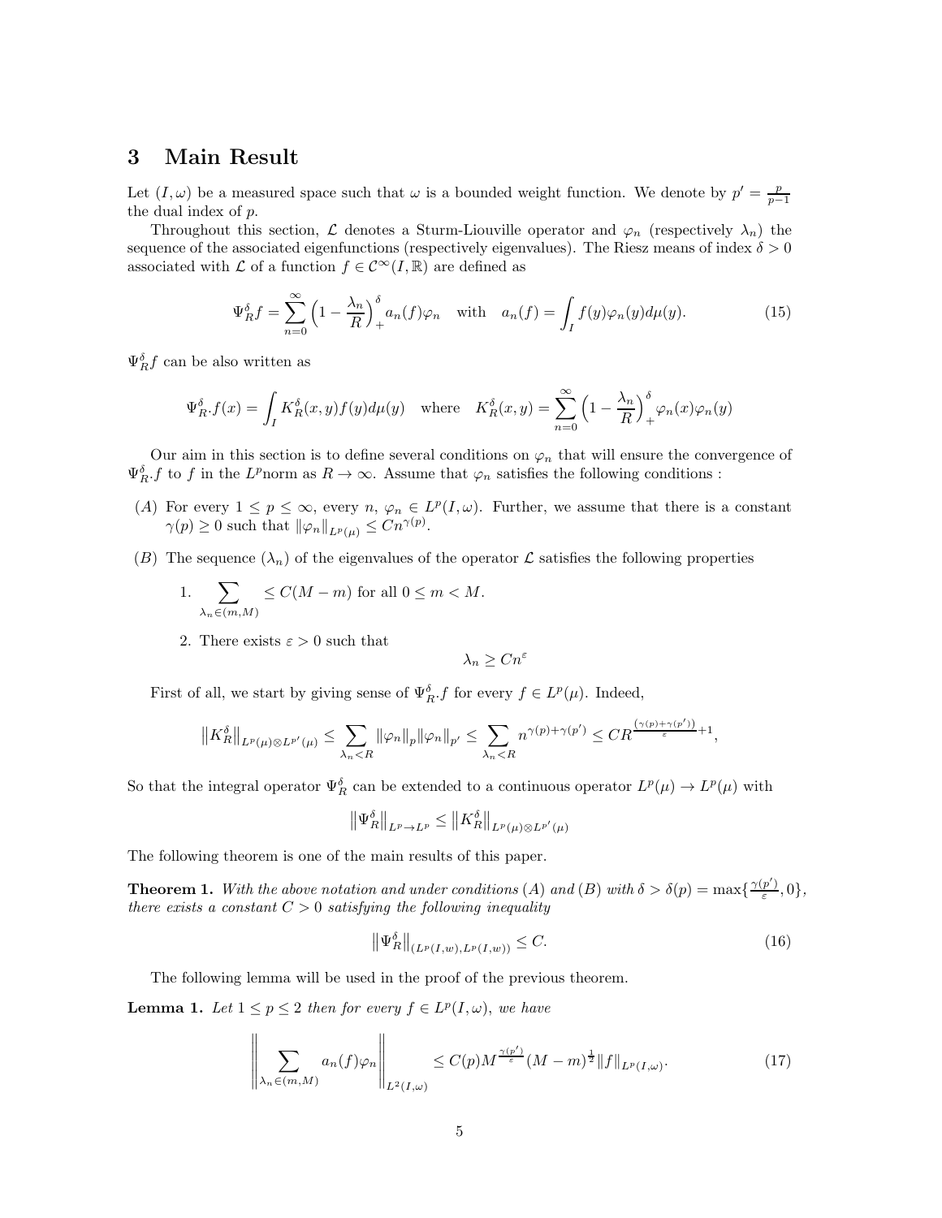# 3 Main Result

Let $(I,\omega)$ be a measured space such that $\omega$ is a bounded weight function. We denote by $p' = \frac{p}{p-1}$ the dual index of $p$.

Throughout this section, $\mathcal{L}$ denotes a Sturm-Liouville operator and $\varphi_n$ (respectively $\lambda_n$) the sequence of the associated eigenfunctions (respectively eigenvalues). The Riesz means of index $\delta > 0$ associated with $\mathcal{L}$ of a function $f \in \mathcal{C}^\infty(I,\mathbb{R})$ are defined as

$$\Psi_R^\delta f = \sum_{n=0}^{\infty} \Big(1 - \frac{\lambda_n}{R}\Big)_+^\delta a_n(f)\varphi_n \quad \text{with} \quad a_n(f) = \int_I f(y)\varphi_n(y)d\mu(y). \tag{15}$$

$\Psi_R^\delta f$ can be also written as

$$\Psi_R^\delta.f(x) = \int_I K_R^\delta(x,y)f(y)d\mu(y) \quad \text{where} \quad K_R^\delta(x,y) = \sum_{n=0}^{\infty} \Big(1 - \frac{\lambda_n}{R}\Big)_+^\delta \varphi_n(x)\varphi_n(y)$$

Our aim in this section is to define several conditions on $\varphi_n$ that will ensure the convergence of $\Psi_R^\delta.f$ to $f$ in the $L^p$norm as $R \to \infty$. Assume that $\varphi_n$ satisfies the following conditions :

- $(A)$ For every $1 \le p \le \infty$, every $n$, $\varphi_n \in L^p(I,\omega)$. Further, we assume that there is a constant $\gamma(p) \ge 0$ such that $\|\varphi_n\|_{L^p(\mu)} \le Cn^{\gamma(p)}$.
- $(B)$ The sequence $(\lambda_n)$ of the eigenvalues of the operator $\mathcal{L}$ satisfies the following properties
  1. $\displaystyle\sum_{\lambda_n \in (m,M)} \le C(M-m)$ for all $0 \le m < M$.
  2. There exists $\varepsilon > 0$ such that
  $$\lambda_n \ge Cn^\varepsilon$$

First of all, we start by giving sense of $\Psi_R^\delta.f$ for every $f \in L^p(\mu)$. Indeed,

$$\big\|K_R^\delta\big\|_{L^p(\mu)\otimes L^{p'}(\mu)} \le \sum_{\lambda_n < R} \|\varphi_n\|_p \|\varphi_n\|_{p'} \le \sum_{\lambda_n < R} n^{\gamma(p)+\gamma(p')} \le CR^{\frac{(\gamma(p)+\gamma(p'))}{\varepsilon}+1},$$

So that the integral operator $\Psi_R^\delta$ can be extended to a continuous operator $L^p(\mu) \to L^p(\mu)$ with

$$\big\|\Psi_R^\delta\big\|_{L^p \to L^p} \le \big\|K_R^\delta\big\|_{L^p(\mu)\otimes L^{p'}(\mu)}$$

The following theorem is one of the main results of this paper.

**Theorem 1.** *With the above notation and under conditions $(A)$ and $(B)$ with $\delta > \delta(p) = \max\{\frac{\gamma(p')}{\varepsilon}, 0\}$, there exists a constant $C > 0$ satisfying the following inequality*

$$\big\|\Psi_R^\delta\big\|_{(L^p(I,w),L^p(I,w))} \le C. \tag{16}$$

The following lemma will be used in the proof of the previous theorem.

**Lemma 1.** *Let $1 \le p \le 2$ then for every $f \in L^p(I,\omega)$, we have*

$$\Bigg\| \sum_{\lambda_n \in (m,M)} a_n(f)\varphi_n \Bigg\|_{L^2(I,\omega)} \le C(p)M^{\frac{\gamma(p')}{\varepsilon}}(M-m)^{\frac{1}{2}}\|f\|_{L^p(I,\omega)}. \tag{17}$$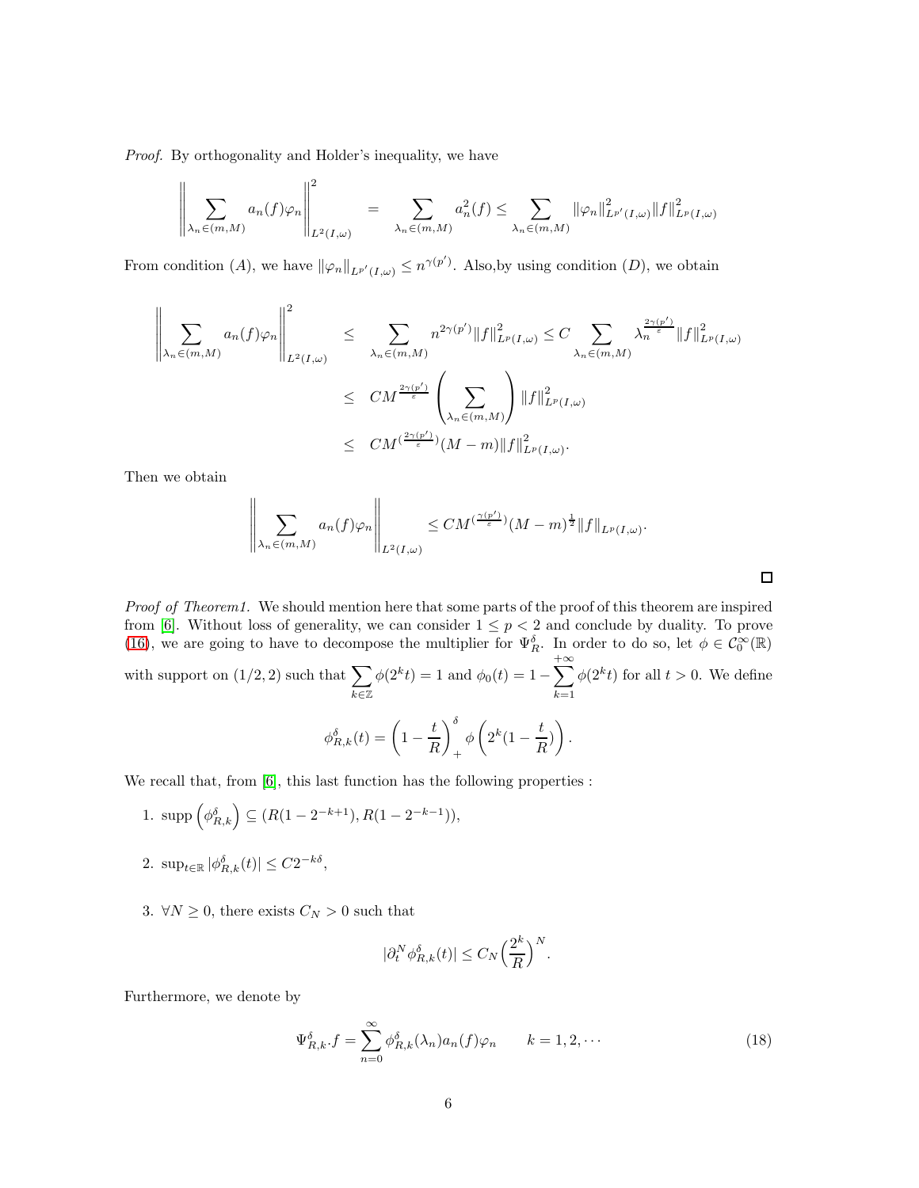*Proof.* By orthogonality and Holder's inequality, we have

$$\left\| \sum_{\lambda_n \in (m,M)} a_n(f)\varphi_n \right\|^2_{L^2(I,\omega)} = \sum_{\lambda_n \in (m,M)} a_n^2(f) \leq \sum_{\lambda_n \in (m,M)} \|\varphi_n\|^2_{L^{p'}(I,\omega)} \|f\|^2_{L^p(I,\omega)}$$

From condition $(A)$, we have $\|\varphi_n\|_{L^{p'}(I,\omega)} \leq n^{\gamma(p')}$. Also,by using condition $(D)$, we obtain

$$\begin{aligned}
\left\| \sum_{\lambda_n \in (m,M)} a_n(f)\varphi_n \right\|^2_{L^2(I,\omega)} &\leq \sum_{\lambda_n \in (m,M)} n^{2\gamma(p')} \|f\|^2_{L^p(I,\omega)} \leq C \sum_{\lambda_n \in (m,M)} \lambda_n^{\frac{2\gamma(p')}{\varepsilon}} \|f\|^2_{L^p(I,\omega)} \\
&\leq CM^{\frac{2\gamma(p')}{\varepsilon}} \left( \sum_{\lambda_n \in (m,M)} \right) \|f\|^2_{L^p(I,\omega)} \\
&\leq CM^{(\frac{2\gamma(p')}{\varepsilon})}(M-m)\|f\|^2_{L^p(I,\omega)}.
\end{aligned}$$

Then we obtain

$$\left\| \sum_{\lambda_n \in (m,M)} a_n(f)\varphi_n \right\|_{L^2(I,\omega)} \leq CM^{(\frac{\gamma(p')}{\varepsilon})}(M-m)^{\frac{1}{2}}\|f\|_{L^p(I,\omega)}.$$

□

*Proof of Theorem1.* We should mention here that some parts of the proof of this theorem are inspired from [6]. Without loss of generality, we can consider $1 \leq p < 2$ and conclude by duality. To prove (16), we are going to have to decompose the multiplier for $\Psi_R^\delta$. In order to do so, let $\phi \in \mathcal{C}_0^\infty(\mathbb{R})$ with support on $(1/2, 2)$ such that $\sum_{k \in \mathbb{Z}} \phi(2^k t) = 1$ and $\phi_0(t) = 1 - \sum_{k=1}^{+\infty} \phi(2^k t)$ for all $t > 0$. We define

$$\phi_{R,k}^\delta(t) = \left(1 - \frac{t}{R}\right)_+^\delta \phi\left(2^k(1 - \frac{t}{R})\right).$$

We recall that, from [6], this last function has the following properties :

1. $\text{supp}\left(\phi_{R,k}^\delta\right) \subseteq (R(1-2^{-k+1}), R(1-2^{-k-1}))$,

2. $\sup_{t \in \mathbb{R}} |\phi_{R,k}^\delta(t)| \leq C 2^{-k\delta}$,

3. $\forall N \geq 0$, there exists $C_N > 0$ such that

$$|\partial_t^N \phi_{R,k}^\delta(t)| \leq C_N \Big(\frac{2^k}{R}\Big)^N.$$

Furthermore, we denote by

$$\Psi_{R,k}^\delta.f = \sum_{n=0}^\infty \phi_{R,k}^\delta(\lambda_n) a_n(f)\varphi_n \qquad k = 1, 2, \cdots \tag{18}$$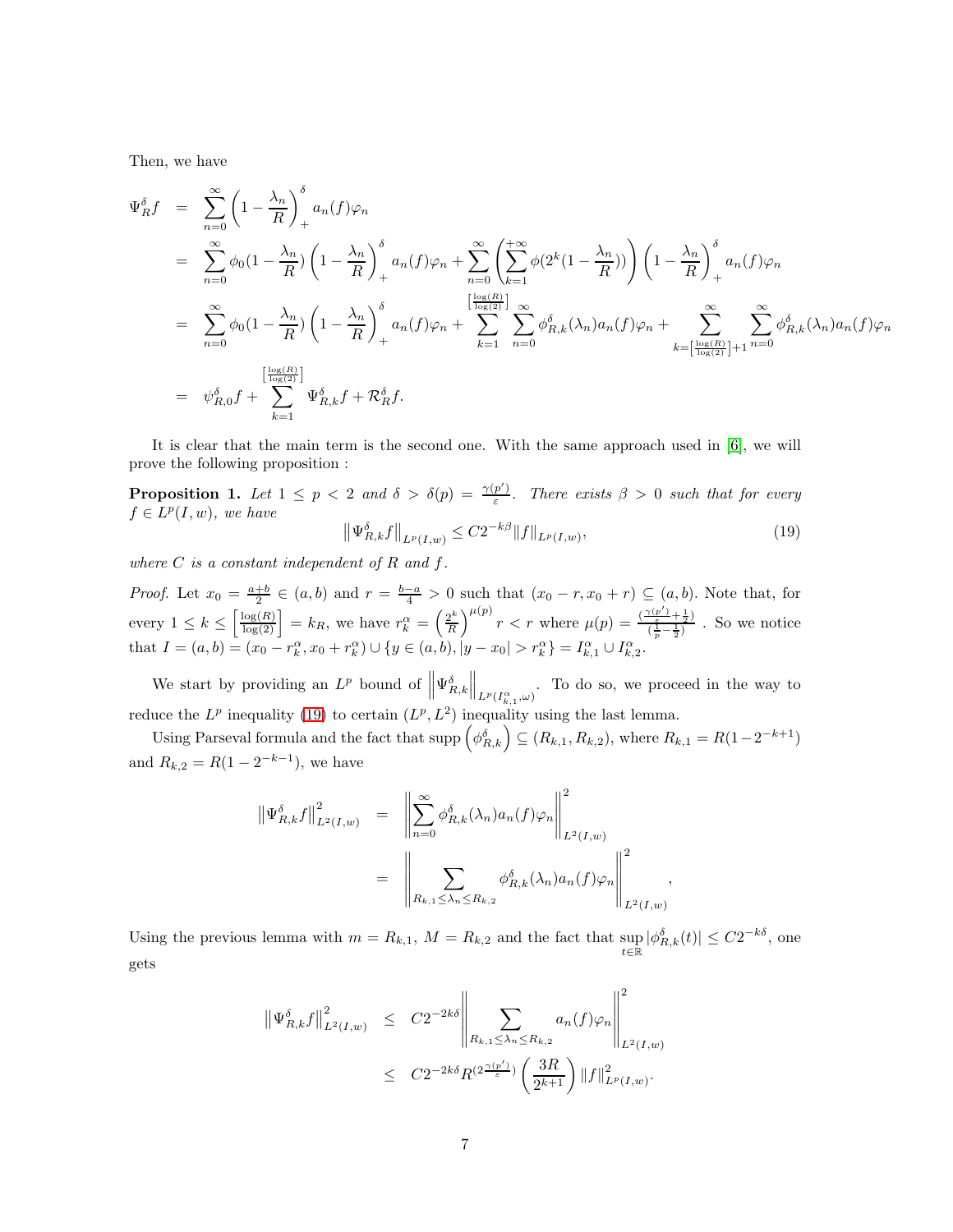Then, we have

$$
\begin{aligned}
\Psi_R^\delta f &= \sum_{n=0}^{\infty}\left(1-\frac{\lambda_n}{R}\right)_+^\delta a_n(f)\varphi_n \\
&= \sum_{n=0}^{\infty}\phi_0(1-\frac{\lambda_n}{R})\left(1-\frac{\lambda_n}{R}\right)_+^\delta a_n(f)\varphi_n + \sum_{n=0}^{\infty}\left(\sum_{k=1}^{+\infty}\phi(2^k(1-\frac{\lambda_n}{R}))\right)\left(1-\frac{\lambda_n}{R}\right)_+^\delta a_n(f)\varphi_n \\
&= \sum_{n=0}^{\infty}\phi_0(1-\frac{\lambda_n}{R})\left(1-\frac{\lambda_n}{R}\right)_+^\delta a_n(f)\varphi_n + \sum_{k=1}^{\left[\frac{\log(R)}{\log(2)}\right]}\sum_{n=0}^{\infty}\phi_{R,k}^\delta(\lambda_n)a_n(f)\varphi_n + \sum_{k=\left[\frac{\log(R)}{\log(2)}\right]+1}^{\infty}\sum_{n=0}^{\infty}\phi_{R,k}^\delta(\lambda_n)a_n(f)\varphi_n \\
&= \psi_{R,0}^\delta f + \sum_{k=1}^{\left[\frac{\log(R)}{\log(2)}\right]}\Psi_{R,k}^\delta f + \mathcal{R}_R^\delta f.
\end{aligned}
$$

It is clear that the main term is the second one. With the same approach used in [6], we will prove the following proposition :

**Proposition 1.** *Let $1 \leq p < 2$ and $\delta > \delta(p) = \frac{\gamma(p')}{\varepsilon}$. There exists $\beta > 0$ such that for every $f \in L^p(I, w)$, we have*

$$
\left\|\Psi_{R,k}^\delta f\right\|_{L^p(I,w)} \leq C2^{-k\beta}\|f\|_{L^p(I,w)}, \tag{19}
$$

*where $C$ is a constant independent of $R$ and $f$.*

*Proof.* Let $x_0 = \frac{a+b}{2} \in (a,b)$ and $r = \frac{b-a}{4} > 0$ such that $(x_0 - r, x_0 + r) \subseteq (a,b)$. Note that, for every $1 \leq k \leq \left[\frac{\log(R)}{\log(2)}\right] = k_R$, we have $r_k^\alpha = \left(\frac{2^k}{R}\right)^{\mu(p)} r < r$ where $\mu(p) = \frac{(\frac{\gamma(p')}{\varepsilon}+\frac{1}{2})}{(\frac{1}{p}-\frac{1}{2})}$ . So we notice that $I = (a,b) = (x_0 - r_k^\alpha, x_0 + r_k^\alpha) \cup \{y \in (a,b), |y - x_0| > r_k^\alpha\} = I_{k,1}^\alpha \cup I_{k,2}^\alpha$.

We start by providing an $L^p$ bound of $\left\|\Psi_{R,k}^\delta\right\|_{L^p(I_{k,1}^\alpha,\omega)}$. To do so, we proceed in the way to reduce the $L^p$ inequality (19) to certain $(L^p, L^2)$ inequality using the last lemma.

Using Parseval formula and the fact that $\operatorname{supp}\left(\phi_{R,k}^\delta\right) \subseteq (R_{k,1}, R_{k,2})$, where $R_{k,1} = R(1-2^{-k+1})$ and $R_{k,2} = R(1-2^{-k-1})$, we have

$$
\begin{aligned}
\left\|\Psi_{R,k}^\delta f\right\|_{L^2(I,w)}^2 &= \left\|\sum_{n=0}^{\infty}\phi_{R,k}^\delta(\lambda_n)a_n(f)\varphi_n\right\|_{L^2(I,w)}^2 \\
&= \left\|\sum_{R_{k,1}\leq\lambda_n\leq R_{k,2}}\phi_{R,k}^\delta(\lambda_n)a_n(f)\varphi_n\right\|_{L^2(I,w)}^2,
\end{aligned}
$$

Using the previous lemma with $m = R_{k,1}$, $M = R_{k,2}$ and the fact that $\sup_{t\in\mathbb{R}}|\phi_{R,k}^\delta(t)| \leq C2^{-k\delta}$, one gets

$$
\begin{aligned}
\left\|\Psi_{R,k}^\delta f\right\|_{L^2(I,w)}^2 &\leq C2^{-2k\delta}\left\|\sum_{R_{k,1}\leq\lambda_n\leq R_{k,2}}a_n(f)\varphi_n\right\|_{L^2(I,w)}^2 \\
&\leq C2^{-2k\delta}R^{(2\frac{\gamma(p')}{\varepsilon})}\left(\frac{3R}{2^{k+1}}\right)\|f\|_{L^p(I,w)}^2.
\end{aligned}
$$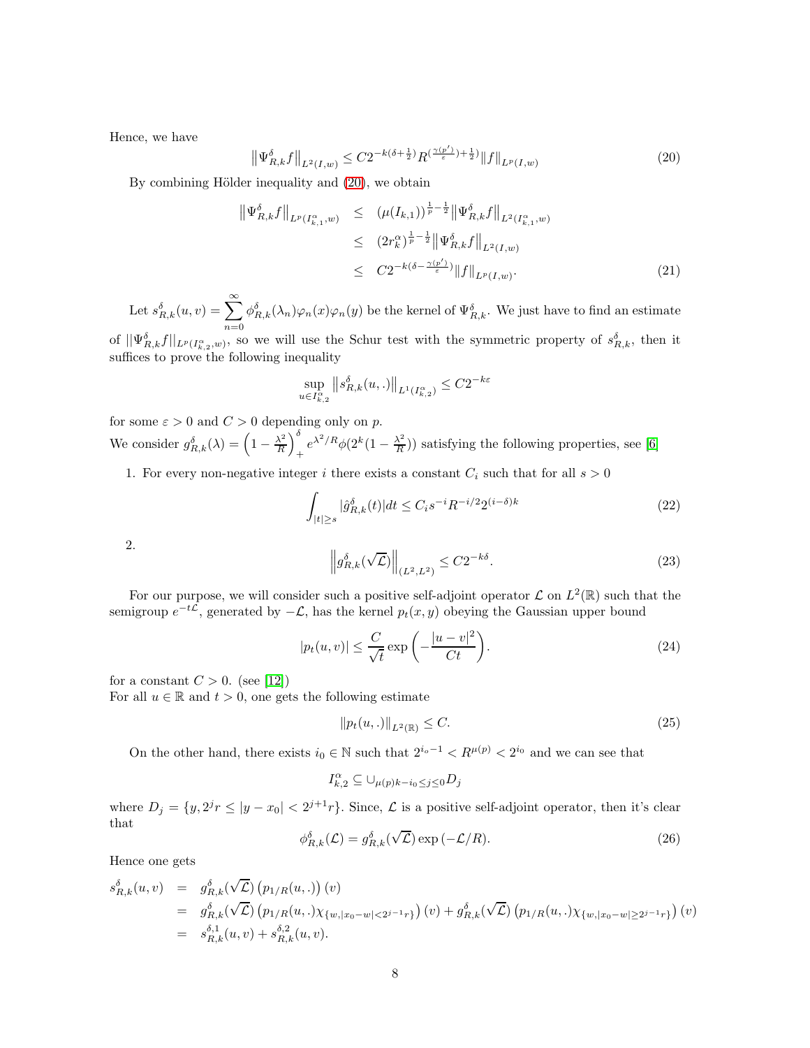Hence, we have

$$\left\|\Psi^{\delta}_{R,k}f\right\|_{L^2(I,w)} \leq C2^{-k(\delta+\frac{1}{2})}R^{(\frac{\gamma(p')}{\varepsilon})+\frac{1}{2})}\|f\|_{L^p(I,w)} \tag{20}$$

By combining Hölder inequality and (20), we obtain

$$\begin{aligned}
\left\|\Psi^{\delta}_{R,k}f\right\|_{L^p(I^{\alpha}_{k,1},w)} &\leq (\mu(I_{k,1}))^{\frac{1}{p}-\frac{1}{2}}\left\|\Psi^{\delta}_{R,k}f\right\|_{L^2(I^{\alpha}_{k,1},w)} \\
&\leq (2r^{\alpha}_k)^{\frac{1}{p}-\frac{1}{2}}\left\|\Psi^{\delta}_{R,k}f\right\|_{L^2(I,w)} \\
&\leq C2^{-k(\delta-\frac{\gamma(p')}{\varepsilon})}\|f\|_{L^p(I,w)}.
\end{aligned} \tag{21}$$

Let $s^{\delta}_{R,k}(u,v) = \sum_{n=0}^{\infty}\phi^{\delta}_{R,k}(\lambda_n)\varphi_n(x)\varphi_n(y)$ be the kernel of $\Psi^{\delta}_{R,k}$. We just have to find an estimate of $||\Psi^{\delta}_{R,k}f||_{L^p(I^{\alpha}_{k,2},w)}$, so we will use the Schur test with the symmetric property of $s^{\delta}_{R,k}$, then it suffices to prove the following inequality

$$\sup_{u\in I^{\alpha}_{k,2}}\left\|s^{\delta}_{R,k}(u,.)\right\|_{L^1(I^{\alpha}_{k,2})} \leq C2^{-k\varepsilon}$$

for some $\varepsilon > 0$ and $C > 0$ depending only on $p$.
We consider $g^{\delta}_{R,k}(\lambda) = \left(1-\frac{\lambda^2}{R}\right)^{\delta}_{+}e^{\lambda^2/R}\phi(2^k(1-\frac{\lambda^2}{R}))$ satisfying the following properties, see [6]

1. For every non-negative integer $i$ there exists a constant $C_i$ such that for all $s > 0$

$$\int_{|t|\geq s}|\hat{g}^{\delta}_{R,k}(t)|dt \leq C_i s^{-i}R^{-i/2}2^{(i-\delta)k} \tag{22}$$

2.

$$\left\|g^{\delta}_{R,k}(\sqrt{\mathcal{L}})\right\|_{(L^2,L^2)} \leq C2^{-k\delta}. \tag{23}$$

For our purpose, we will consider such a positive self-adjoint operator $\mathcal{L}$ on $L^2(\mathbb{R})$ such that the semigroup $e^{-t\mathcal{L}}$, generated by $-\mathcal{L}$, has the kernel $p_t(x,y)$ obeying the Gaussian upper bound

$$|p_t(u,v)| \leq \frac{C}{\sqrt{t}}\exp\left(-\frac{|u-v|^2}{Ct}\right). \tag{24}$$

for a constant $C > 0$. (see [12])
For all $u \in \mathbb{R}$ and $t > 0$, one gets the following estimate

$$\|p_t(u,.)\|_{L^2(\mathbb{R})} \leq C. \tag{25}$$

On the other hand, there exists $i_0 \in \mathbb{N}$ such that $2^{i_o-1} < R^{\mu(p)} < 2^{i_0}$ and we can see that

$$I^{\alpha}_{k,2} \subseteq \cup_{\mu(p)k-i_0\leq j\leq 0}D_j$$

where $D_j = \{y, 2^j r \leq |y-x_0| < 2^{j+1}r\}$. Since, $\mathcal{L}$ is a positive self-adjoint operator, then it's clear that

$$\phi^{\delta}_{R,k}(\mathcal{L}) = g^{\delta}_{R,k}(\sqrt{\mathcal{L}})\exp\left(-\mathcal{L}/R\right). \tag{26}$$

Hence one gets

$$\begin{aligned}
s^{\delta}_{R,k}(u,v) &= g^{\delta}_{R,k}(\sqrt{\mathcal{L}})\left(p_{1/R}(u,.)\right)(v) \\
&= g^{\delta}_{R,k}(\sqrt{\mathcal{L}})\left(p_{1/R}(u,.)\chi_{\{w,|x_0-w|<2^{j-1}r\}}\right)(v) + g^{\delta}_{R,k}(\sqrt{\mathcal{L}})\left(p_{1/R}(u,.)\chi_{\{w,|x_0-w|\geq 2^{j-1}r\}}\right)(v) \\
&= s^{\delta,1}_{R,k}(u,v) + s^{\delta,2}_{R,k}(u,v).
\end{aligned}$$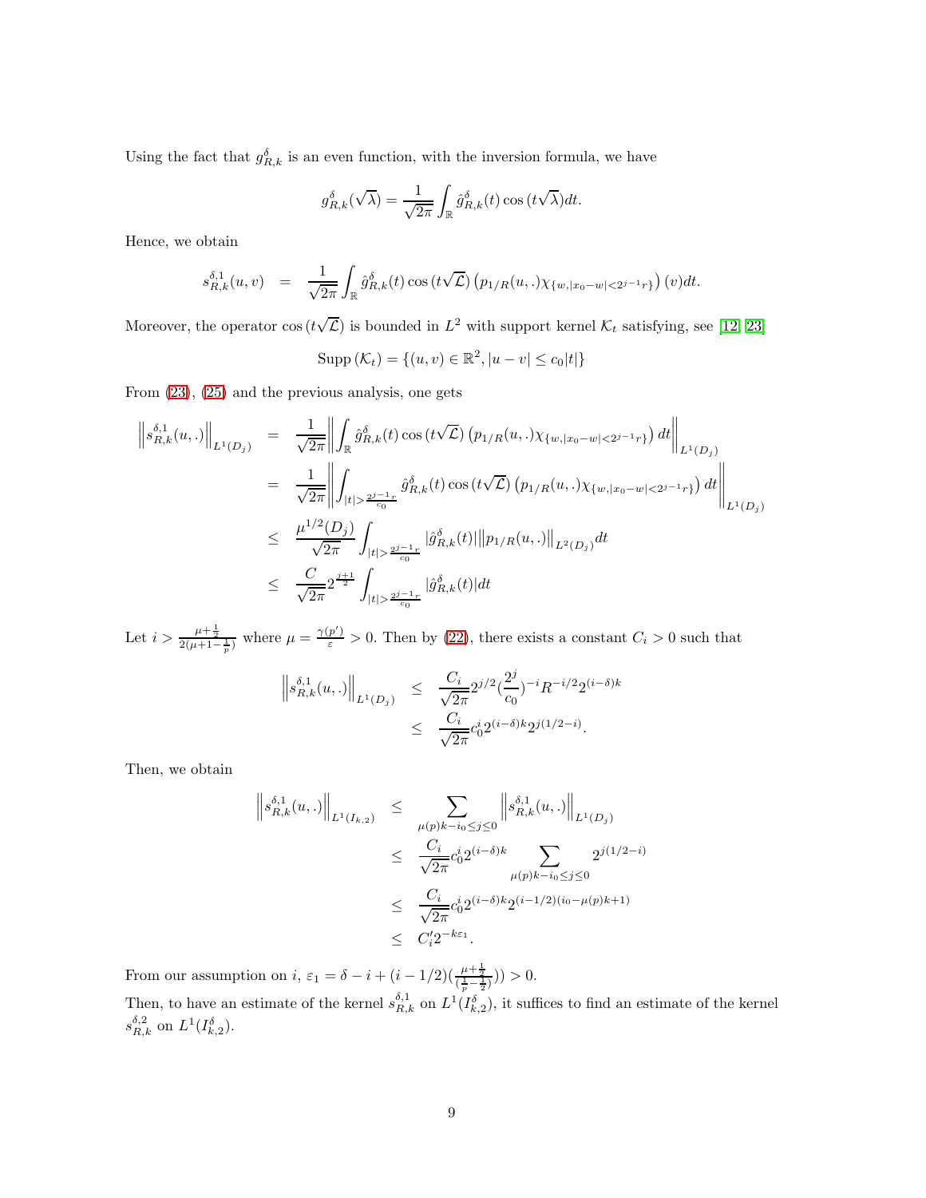Using the fact that $g^{\delta}_{R,k}$ is an even function, with the inversion formula, we have

$$g^{\delta}_{R,k}(\sqrt{\lambda}) = \frac{1}{\sqrt{2\pi}} \int_{\mathbb{R}} \hat{g}^{\delta}_{R,k}(t) \cos(t\sqrt{\lambda}) dt.$$

Hence, we obtain

$$s^{\delta,1}_{R,k}(u,v) = \frac{1}{\sqrt{2\pi}} \int_{\mathbb{R}} \hat{g}^{\delta}_{R,k}(t) \cos(t\sqrt{\mathcal{L}}) \left(p_{1/R}(u,.)\chi_{\{w,|x_0-w|<2^{j-1}r\}}\right)(v) dt.$$

Moreover, the operator $\cos(t\sqrt{\mathcal{L}})$ is bounded in $L^2$ with support kernel $\mathcal{K}_t$ satisfying, see [12, 23]

$$\text{Supp}(\mathcal{K}_t) = \{(u,v) \in \mathbb{R}^2, |u-v| \leq c_0|t|\}$$

From (23), (25) and the previous analysis, one gets

$$\begin{aligned}
\left\|s^{\delta,1}_{R,k}(u,.)\right\|_{L^1(D_j)} &= \frac{1}{\sqrt{2\pi}} \left\| \int_{\mathbb{R}} \hat{g}^{\delta}_{R,k}(t) \cos(t\sqrt{\mathcal{L}}) \left(p_{1/R}(u,.)\chi_{\{w,|x_0-w|<2^{j-1}r\}}\right) dt \right\|_{L^1(D_j)} \\
&= \frac{1}{\sqrt{2\pi}} \left\| \int_{|t|>\frac{2^{j-1}r}{c_0}} \hat{g}^{\delta}_{R,k}(t) \cos(t\sqrt{\mathcal{L}}) \left(p_{1/R}(u,.)\chi_{\{w,|x_0-w|<2^{j-1}r\}}\right) dt \right\|_{L^1(D_j)} \\
&\leq \frac{\mu^{1/2}(D_j)}{\sqrt{2\pi}} \int_{|t|>\frac{2^{j-1}r}{c_0}} |\hat{g}^{\delta}_{R,k}(t)| \left\|p_{1/R}(u,.)\right\|_{L^2(D_j)} dt \\
&\leq \frac{C}{\sqrt{2\pi}} 2^{\frac{j+1}{2}} \int_{|t|>\frac{2^{j-1}r}{c_0}} |\hat{g}^{\delta}_{R,k}(t)| dt
\end{aligned}$$

Let $i > \frac{\mu+\frac{1}{2}}{2(\mu+1-\frac{1}{p})}$ where $\mu = \frac{\gamma(p')}{\varepsilon} > 0$. Then by (22), there exists a constant $C_i > 0$ such that

$$\begin{aligned}
\left\|s^{\delta,1}_{R,k}(u,.)\right\|_{L^1(D_j)} &\leq \frac{C_i}{\sqrt{2\pi}} 2^{j/2} (\frac{2^j}{c_0})^{-i} R^{-i/2} 2^{(i-\delta)k} \\
&\leq \frac{C_i}{\sqrt{2\pi}} c_0^i 2^{(i-\delta)k} 2^{j(1/2-i)}.
\end{aligned}$$

Then, we obtain

$$\begin{aligned}
\left\|s^{\delta,1}_{R,k}(u,.)\right\|_{L^1(I_{k,2})} &\leq \sum_{\mu(p)k-i_0 \leq j \leq 0} \left\|s^{\delta,1}_{R,k}(u,.)\right\|_{L^1(D_j)} \\
&\leq \frac{C_i}{\sqrt{2\pi}} c_0^i 2^{(i-\delta)k} \sum_{\mu(p)k-i_0 \leq j \leq 0} 2^{j(1/2-i)} \\
&\leq \frac{C_i}{\sqrt{2\pi}} c_0^i 2^{(i-\delta)k} 2^{(i-1/2)(i_0-\mu(p)k+1)} \\
&\leq C'_i 2^{-k\varepsilon_1}.
\end{aligned}$$

From our assumption on $i$, $\varepsilon_1 = \delta - i + (i-1/2)(\frac{\mu+\frac{1}{2}}{(\frac{1}{p}-\frac{1}{2})})) > 0$.
Then, to have an estimate of the kernel $s^{\delta,1}_{R,k}$ on $L^1(I^{\delta}_{k,2})$, it suffices to find an estimate of the kernel $s^{\delta,2}_{R,k}$ on $L^1(I^{\delta}_{k,2})$.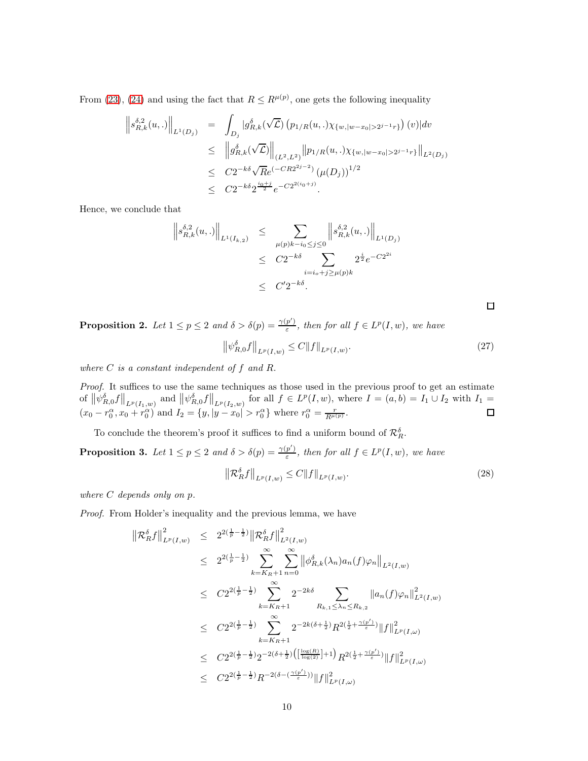From (23), (24) and using the fact that $R \leq R^{\mu(p)}$, one gets the following inequality

$$
\begin{aligned}
\left\| s^{\delta,2}_{R,k}(u,.) \right\|_{L^1(D_j)} &= \int_{D_j} |g^{\delta}_{R,k}(\sqrt{\mathcal{L}}) \left( p_{1/R}(u,.)\chi_{\{w,|w-x_0|>2^{j-1}r\}} \right)(v)| dv \\
&\leq \left\| g^{\delta}_{R,k}(\sqrt{\mathcal{L}}) \right\|_{(L^2,L^2)} \| p_{1/R}(u,.)\chi_{\{w,|w-x_0|>2^{j-1}r\}} \|_{L^2(D_j)} \\
&\leq C 2^{-k\delta} \sqrt{R} e^{(-CR2^{2j-2})} \left(\mu(D_j)\right)^{1/2} \\
&\leq C 2^{-k\delta} 2^{\frac{i_0+j}{2}} e^{-C2^{2(i_0+j)}}.
\end{aligned}
$$

Hence, we conclude that

$$
\begin{aligned}
\left\| s^{\delta,2}_{R,k}(u,.) \right\|_{L^1(I_{k,2})} &\leq \sum_{\mu(p)k-i_0 \leq j \leq 0} \left\| s^{\delta,2}_{R,k}(u,.) \right\|_{L^1(D_j)} \\
&\leq C 2^{-k\delta} \sum_{i=i_o+j \geq \mu(p)k} 2^{\frac{i}{2}} e^{-C2^{2i}} \\
&\leq C' 2^{-k\delta}.
\end{aligned}
$$

□

**Proposition 2.** *Let $1 \leq p \leq 2$ and $\delta > \delta(p) = \frac{\gamma(p')}{\varepsilon}$, then for all $f \in L^p(I,w)$, we have*

$$
\left\| \psi^{\delta}_{R,0} f \right\|_{L^p(I,w)} \leq C \|f\|_{L^p(I,w)}. \tag{27}
$$

*where $C$ is a constant independent of $f$ and $R$.*

*Proof.* It suffices to use the same techniques as those used in the previous proof to get an estimate of $\left\| \psi^{\delta}_{R,0} f \right\|_{L^p(I_1,w)}$ and $\left\| \psi^{\delta}_{R,0} f \right\|_{L^p(I_2,w)}$ for all $f \in L^p(I,w)$, where $I = (a,b) = I_1 \cup I_2$ with $I_1 = (x_0 - r_0^{\alpha}, x_0 + r_0^{\alpha})$ and $I_2 = \{y, |y - x_0| > r_0^{\alpha}\}$ where $r_0^{\alpha} = \frac{r}{R^{\mu(p)}}$. □

To conclude the theorem's proof it suffices to find a uniform bound of $\mathcal{R}^{\delta}_R$.

**Proposition 3.** *Let $1 \leq p \leq 2$ and $\delta > \delta(p) = \frac{\gamma(p')}{\varepsilon}$, then for all $f \in L^p(I,w)$, we have*

$$
\left\| \mathcal{R}^{\delta}_R f \right\|_{L^p(I,w)} \leq C \|f\|_{L^p(I,w)}. \tag{28}
$$

*where $C$ depends only on $p$.*

*Proof.* From Holder's inequality and the previous lemma, we have

$$
\begin{aligned}
\left\| \mathcal{R}^{\delta}_R f \right\|^2_{L^p(I,w)} &\leq 2^{2(\frac{1}{p}-\frac{1}{2})} \left\| \mathcal{R}^{\delta}_R f \right\|^2_{L^2(I,w)} \\
&\leq 2^{2(\frac{1}{p}-\frac{1}{2})} \sum_{k=K_R+1}^{\infty} \sum_{n=0}^{\infty} \left\| \phi^{\delta}_{R,k}(\lambda_n) a_n(f) \varphi_n \right\|_{L^2(I,w)} \\
&\leq C 2^{2(\frac{1}{p}-\frac{1}{2})} \sum_{k=K_R+1}^{\infty} 2^{-2k\delta} \sum_{R_{k,1} \leq \lambda_n \leq R_{k,2}} \| a_n(f) \varphi_n \|^2_{L^2(I,w)} \\
&\leq C 2^{2(\frac{1}{p}-\frac{1}{2})} \sum_{k=K_R+1}^{\infty} 2^{-2k(\delta+\frac{1}{2})} R^{2(\frac{1}{2}+\frac{\gamma(p')}{\varepsilon})} \|f\|^2_{L^p(I,\omega)} \\
&\leq C 2^{2(\frac{1}{p}-\frac{1}{2})} 2^{-2(\delta+\frac{1}{2})\left(\left[\frac{\log(R)}{\log(2)}\right]+1\right)} R^{2(\frac{1}{2}+\frac{\gamma(p')}{\varepsilon})} \|f\|^2_{L^p(I,\omega)} \\
&\leq C 2^{2(\frac{1}{p}-\frac{1}{2})} R^{-2(\delta-(\frac{\gamma(p')}{\varepsilon}))} \|f\|^2_{L^p(I,\omega)}
\end{aligned}
$$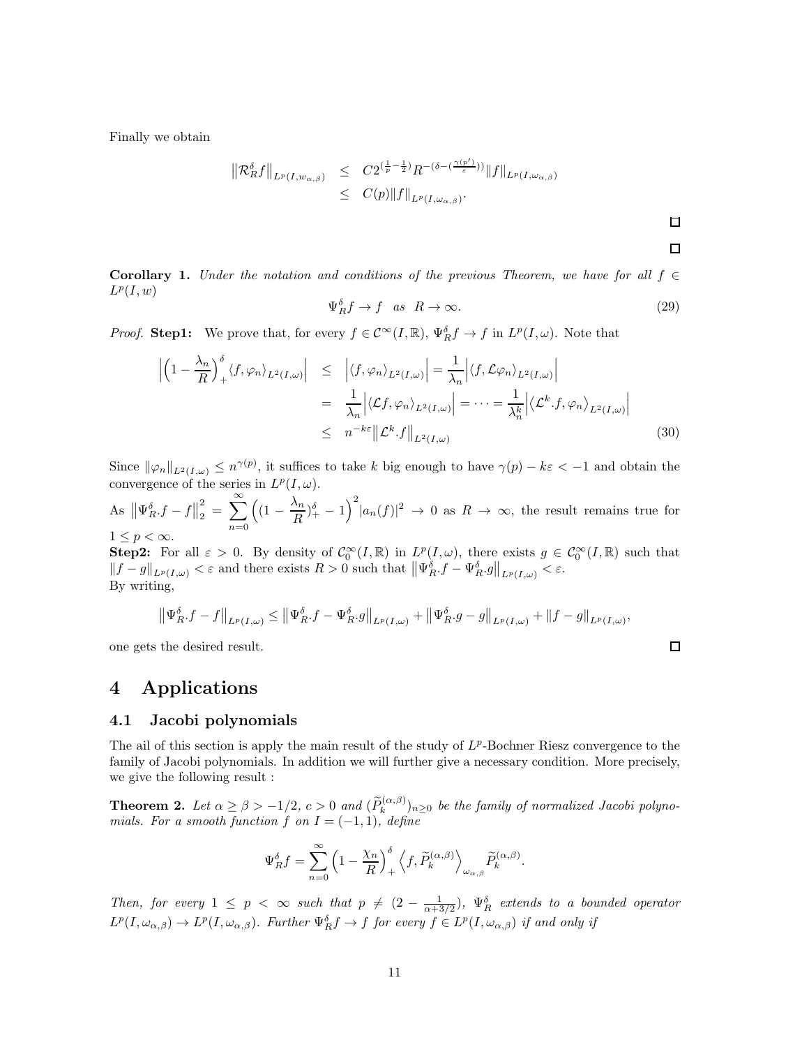Finally we obtain

$$
\begin{aligned}
\left\|\mathcal{R}_R^\delta f\right\|_{L^p(I,w_{\alpha,\beta})} &\leq C2^{(\frac{1}{p}-\frac{1}{2})}R^{-(\delta-(\frac{\gamma(p')}{\varepsilon}))}\|f\|_{L^p(I,\omega_{\alpha,\beta})}\\
&\leq C(p)\|f\|_{L^p(I,\omega_{\alpha,\beta})}.
\end{aligned}
$$

□

□

**Corollary 1.** *Under the notation and conditions of the previous Theorem, we have for all $f \in L^p(I,w)$*

$$
\Psi_R^\delta f \to f \quad as \quad R \to \infty. \tag{29}
$$

*Proof.* **Step1:** We prove that, for every $f \in \mathcal{C}^\infty(I,\mathbb{R})$, $\Psi_R^\delta f \to f$ in $L^p(I,\omega)$. Note that

$$
\begin{aligned}
\left|\Big(1-\frac{\lambda_n}{R}\Big)_+^\delta \langle f,\varphi_n\rangle_{L^2(I,\omega)}\right| &\leq \left|\langle f,\varphi_n\rangle_{L^2(I,\omega)}\right| = \frac{1}{\lambda_n}\left|\langle f,\mathcal{L}\varphi_n\rangle_{L^2(I,\omega)}\right|\\
&= \frac{1}{\lambda_n}\left|\langle \mathcal{L}f,\varphi_n\rangle_{L^2(I,\omega)}\right| = \cdots = \frac{1}{\lambda_n^k}\left|\left\langle \mathcal{L}^k.f,\varphi_n\right\rangle_{L^2(I,\omega)}\right|\\
&\leq n^{-k\varepsilon}\left\|\mathcal{L}^k.f\right\|_{L^2(I,\omega)}
\end{aligned} \tag{30}
$$

Since $\|\varphi_n\|_{L^2(I,\omega)} \leq n^{\gamma(p)}$, it suffices to take $k$ big enough to have $\gamma(p)-k\varepsilon < -1$ and obtain the convergence of the series in $L^p(I,\omega)$.

As $\left\|\Psi_R^\delta.f-f\right\|_2^2 = \displaystyle\sum_{n=0}^{\infty}\Big((1-\frac{\lambda_n}{R})_+^\delta - 1\Big)^2|a_n(f)|^2 \to 0$ as $R\to\infty$, the result remains true for $1\leq p<\infty$.

**Step2:** For all $\varepsilon>0$. By density of $\mathcal{C}_0^\infty(I,\mathbb{R})$ in $L^p(I,\omega)$, there exists $g\in\mathcal{C}_0^\infty(I,\mathbb{R})$ such that $\|f-g\|_{L^p(I,\omega)}<\varepsilon$ and there exists $R>0$ such that $\left\|\Psi_R^\delta.f-\Psi_R^\delta.g\right\|_{L^p(I,\omega)}<\varepsilon$.

By writing,

$$
\left\|\Psi_R^\delta.f-f\right\|_{L^p(I,\omega)} \leq \left\|\Psi_R^\delta.f-\Psi_R^\delta.g\right\|_{L^p(I,\omega)} + \left\|\Psi_R^\delta.g-g\right\|_{L^p(I,\omega)} + \|f-g\|_{L^p(I,\omega)},
$$

one gets the desired result. □

# 4 Applications

## 4.1 Jacobi polynomials

The ail of this section is apply the main result of the study of $L^p$-Bochner Riesz convergence to the family of Jacobi polynomials. In addition we will further give a necessary condition. More precisely, we give the following result :

**Theorem 2.** *Let $\alpha\geq\beta>-1/2$, $c>0$ and $(\widetilde{P}_k^{(\alpha,\beta)})_{n\geq 0}$ be the family of normalized Jacobi polynomials. For a smooth function $f$ on $I=(-1,1)$, define*

$$
\Psi_R^\delta f = \sum_{n=0}^{\infty}\Big(1-\frac{\chi_n}{R}\Big)_+^\delta \left\langle f,\widetilde{P}_k^{(\alpha,\beta)}\right\rangle_{\omega_{\alpha,\beta}} \widetilde{P}_k^{(\alpha,\beta)}.
$$

*Then, for every $1\leq p<\infty$ such that $p\neq(2-\frac{1}{\alpha+3/2})$, $\Psi_R^\delta$ extends to a bounded operator $L^p(I,\omega_{\alpha,\beta})\to L^p(I,\omega_{\alpha,\beta})$. Further $\Psi_R^\delta f\to f$ for every $f\in L^p(I,\omega_{\alpha,\beta})$ if and only if*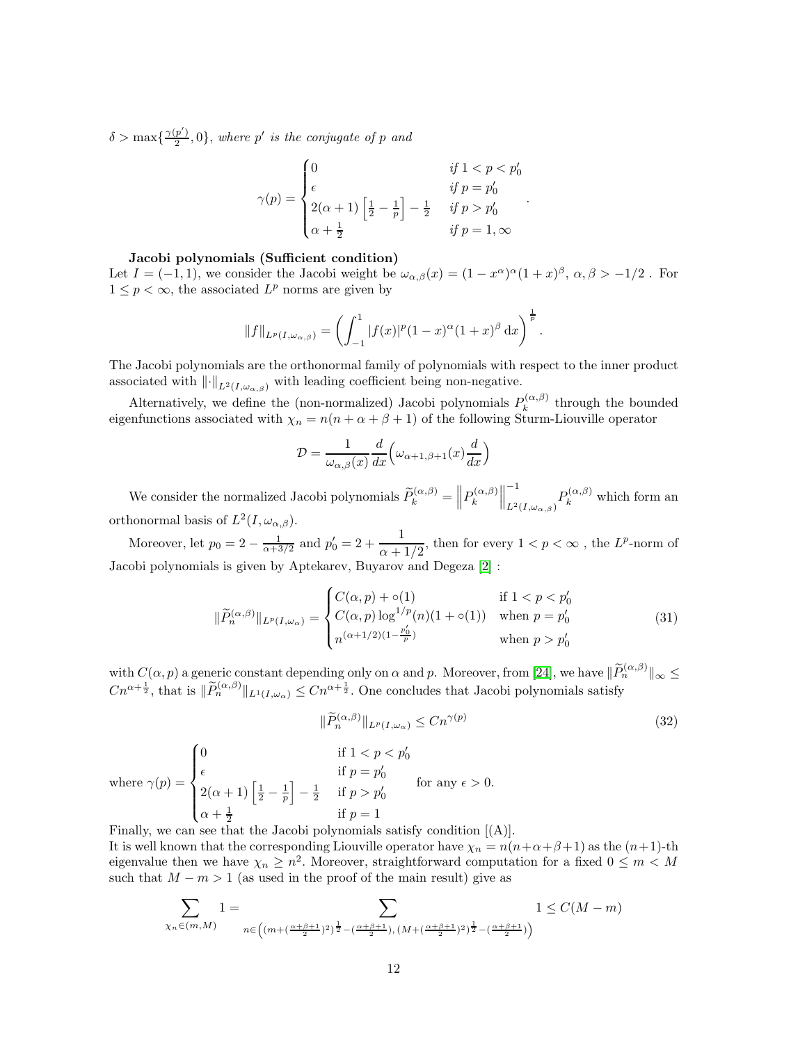$\delta > \max\{\frac{\gamma(p')}{2}, 0\}$, *where $p'$ is the conjugate of $p$ and*

$$
\gamma(p) = \begin{cases} 0 & \text{if } 1 < p < p_0' \\ \epsilon & \text{if } p = p_0' \\ 2(\alpha+1)\left[\frac{1}{2} - \frac{1}{p}\right] - \frac{1}{2} & \text{if } p > p_0' \\ \alpha + \frac{1}{2} & \text{if } p = 1, \infty \end{cases}.
$$

**Jacobi polynomials (Sufficient condition)**

Let $I = (-1, 1)$, we consider the Jacobi weight be $\omega_{\alpha,\beta}(x) = (1 - x^{\alpha})^{\alpha}(1 + x)^{\beta}$, $\alpha, \beta > -1/2$ . For $1 \leq p < \infty$, the associated $L^p$ norms are given by

$$
\|f\|_{L^p(I,\omega_{\alpha,\beta})} = \left( \int_{-1}^{1} |f(x)|^p (1-x)^{\alpha}(1+x)^{\beta}\, \mathrm{d}x \right)^{\frac{1}{p}}.
$$

The Jacobi polynomials are the orthonormal family of polynomials with respect to the inner product associated with $\|\cdot\|_{L^2(I,\omega_{\alpha,\beta})}$ with leading coefficient being non-negative.

Alternatively, we define the (non-normalized) Jacobi polynomials $P_k^{(\alpha,\beta)}$ through the bounded eigenfunctions associated with $\chi_n = n(n + \alpha + \beta + 1)$ of the following Sturm-Liouville operator

$$
\mathcal{D} = \frac{1}{\omega_{\alpha,\beta}(x)} \frac{d}{dx}\Big( \omega_{\alpha+1,\beta+1}(x) \frac{d}{dx} \Big)
$$

We consider the normalized Jacobi polynomials $\widetilde{P}_k^{(\alpha,\beta)} = \left\| P_k^{(\alpha,\beta)} \right\|^{-1}_{L^2(I,\omega_{\alpha,\beta})} P_k^{(\alpha,\beta)}$ which form an orthonormal basis of $L^2(I, \omega_{\alpha,\beta})$.

Moreover, let $p_0 = 2 - \frac{1}{\alpha+3/2}$ and $p_0' = 2 + \dfrac{1}{\alpha + 1/2}$, then for every $1 < p < \infty$ , the $L^p$-norm of Jacobi polynomials is given by Aptekarev, Buyarov and Degeza [2] :

$$
\|\widetilde{P}_n^{(\alpha,\beta)}\|_{L^p(I,\omega_\alpha)} = \begin{cases} C(\alpha, p) + \circ(1) & \text{if } 1 < p < p_0' \\ C(\alpha, p) \log^{1/p}(n)(1 + \circ(1)) & \text{when } p = p_0' \\ n^{(\alpha+1/2)(1 - \frac{p_0'}{p})} & \text{when } p > p_0' \end{cases} \tag{31}
$$

with $C(\alpha, p)$ a generic constant depending only on $\alpha$ and $p$. Moreover, from [24], we have $\|\widetilde{P}_n^{(\alpha,\beta)}\|_\infty \leq Cn^{\alpha+\frac{1}{2}}$, that is $\|\widetilde{P}_n^{(\alpha,\beta)}\|_{L^1(I,\omega_\alpha)} \leq Cn^{\alpha+\frac{1}{2}}$. One concludes that Jacobi polynomials satisfy

$$
\|\widetilde{P}_n^{(\alpha,\beta)}\|_{L^p(I,\omega_\alpha)} \leq Cn^{\gamma(p)} \tag{32}
$$

where $\gamma(p) = \begin{cases} 0 & \text{if } 1 < p < p_0' \\ \epsilon & \text{if } p = p_0' \\ 2(\alpha+1)\left[\frac{1}{2} - \frac{1}{p}\right] - \frac{1}{2} & \text{if } p > p_0' \\ \alpha + \frac{1}{2} & \text{if } p = 1 \end{cases}$ for any $\epsilon > 0$.

Finally, we can see that the Jacobi polynomials satisfy condition [(A)].

It is well known that the corresponding Liouville operator have $\chi_n = n(n+\alpha+\beta+1)$ as the $(n+1)$-th eigenvalue then we have $\chi_n \geq n^2$. Moreover, straightforward computation for a fixed $0 \leq m < M$ such that $M - m > 1$ (as used in the proof of the main result) give as

$$
\sum_{\chi_n \in (m,M)} 1 = \sum_{n \in \left( (m + (\frac{\alpha+\beta+1}{2})^2)^{\frac{1}{2}} - (\frac{\alpha+\beta+1}{2}),\, (M + (\frac{\alpha+\beta+1}{2})^2)^{\frac{1}{2}} - (\frac{\alpha+\beta+1}{2}) \right)} 1 \leq C(M - m)
$$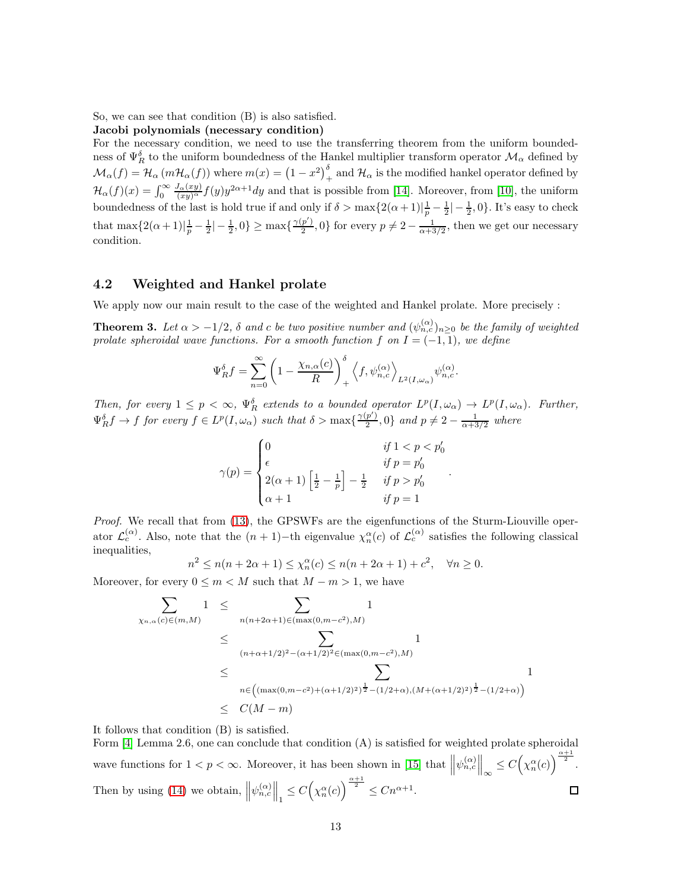So, we can see that condition (B) is also satisfied.

**Jacobi polynomials (necessary condition)**

For the necessary condition, we need to use the transferring theorem from the uniform boundedness of $\Psi_R^\delta$ to the uniform boundedness of the Hankel multiplier transform operator $\mathcal{M}_\alpha$ defined by $\mathcal{M}_\alpha(f) = \mathcal{H}_\alpha\left(m\mathcal{H}_\alpha(f)\right)$ where $m(x) = \left(1-x^2\right)_+^\delta$ and $\mathcal{H}_\alpha$ is the modified hankel operator defined by $\mathcal{H}_\alpha(f)(x) = \int_0^\infty \frac{J_\alpha(xy)}{(xy)^\alpha} f(y) y^{2\alpha+1} dy$ and that is possible from [14]. Moreover, from [10], the uniform boundedness of the last is hold true if and only if $\delta > \max\{2(\alpha+1)|\frac{1}{p}-\frac{1}{2}|-\frac{1}{2}, 0\}$. It's easy to check that $\max\{2(\alpha+1)|\frac{1}{p}-\frac{1}{2}|-\frac{1}{2}, 0\} \geq \max\{\frac{\gamma(p')}{2}, 0\}$ for every $p \neq 2 - \frac{1}{\alpha+3/2}$, then we get our necessary condition.

## 4.2 Weighted and Hankel prolate

We apply now our main result to the case of the weighted and Hankel prolate. More precisely :

**Theorem 3.** *Let $\alpha > -1/2$, $\delta$ and $c$ be two positive number and $(\psi_{n,c}^{(\alpha)})_{n\geq 0}$ be the family of weighted prolate spheroidal wave functions. For a smooth function $f$ on $I = (-1,1)$, we define*

$$\Psi_R^\delta f = \sum_{n=0}^\infty \left(1 - \frac{\chi_{n,\alpha}(c)}{R}\right)_+^\delta \left\langle f, \psi_{n,c}^{(\alpha)} \right\rangle_{L^2(I,\omega_\alpha)} \psi_{n,c}^{(\alpha)}.$$

*Then, for every $1 \leq p < \infty$, $\Psi_R^\delta$ extends to a bounded operator $L^p(I,\omega_\alpha) \to L^p(I,\omega_\alpha)$. Further, $\Psi_R^\delta f \to f$ for every $f \in L^p(I,\omega_\alpha)$ such that $\delta > \max\{\frac{\gamma(p')}{2}, 0\}$ and $p \neq 2 - \frac{1}{\alpha+3/2}$ where*

$$\gamma(p) = \begin{cases} 0 & \text{if } 1 < p < p_0' \\ \epsilon & \text{if } p = p_0' \\ 2(\alpha+1)\left[\frac{1}{2} - \frac{1}{p}\right] - \frac{1}{2} & \text{if } p > p_0' \\ \alpha + 1 & \text{if } p = 1 \end{cases}.$$

*Proof.* We recall that from (13), the GPSWFs are the eigenfunctions of the Sturm-Liouville operator $\mathcal{L}_c^{(\alpha)}$. Also, note that the $(n+1)-$th eigenvalue $\chi_n^\alpha(c)$ of $\mathcal{L}_c^{(\alpha)}$ satisfies the following classical inequalities,

$$n^2 \leq n(n+2\alpha+1) \leq \chi_n^\alpha(c) \leq n(n+2\alpha+1) + c^2, \quad \forall n \geq 0.$$

Moreover, for every $0 \leq m < M$ such that $M - m > 1$, we have

$$\begin{aligned}
\sum_{\chi_{n,\alpha}(c)\in(m,M)} 1 &\leq \sum_{n(n+2\alpha+1)\in(\max(0,m-c^2),M)} 1 \\
&\leq \sum_{(n+\alpha+1/2)^2-(\alpha+1/2)^2\in(\max(0,m-c^2),M)} 1 \\
&\leq \sum_{n\in\left((\max(0,m-c^2)+(\alpha+1/2)^2)^{\frac{1}{2}}-(1/2+\alpha),(M+(\alpha+1/2)^2)^{\frac{1}{2}}-(1/2+\alpha)\right)} 1 \\
&\leq C(M-m)
\end{aligned}$$

It follows that condition (B) is satisfied.

Form [4] Lemma 2.6, one can conclude that condition (A) is satisfied for weighted prolate spheroidal wave functions for $1 < p < \infty$. Moreover, it has been shown in [15] that $\left\|\psi_{n,c}^{(\alpha)}\right\|_\infty \leq C\left(\chi_n^\alpha(c)\right)^{\frac{\alpha+1}{2}}$. Then by using (14) we obtain, $\left\|\psi_{n,c}^{(\alpha)}\right\|_1 \leq C\left(\chi_n^\alpha(c)\right)^{\frac{\alpha+1}{2}} \leq Cn^{\alpha+1}$. $\square$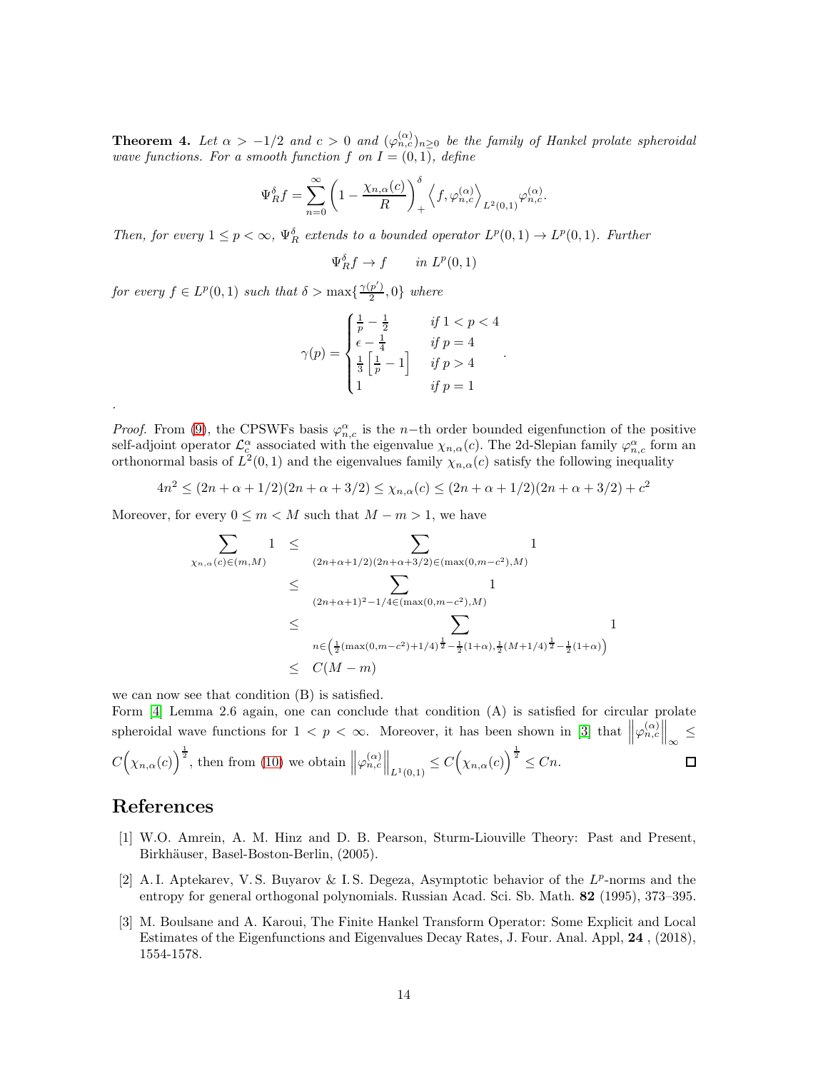**Theorem 4.** *Let $\alpha > -1/2$ and $c > 0$ and $(\varphi^{(\alpha)}_{n,c})_{n\geq 0}$ be the family of Hankel prolate spheroidal wave functions. For a smooth function $f$ on $I = (0,1)$, define*

$$\Psi^{\delta}_{R} f = \sum_{n=0}^{\infty} \left(1 - \frac{\chi_{n,\alpha}(c)}{R}\right)^{\delta}_{+} \left\langle f, \varphi^{(\alpha)}_{n,c} \right\rangle_{L^2(0,1)} \varphi^{(\alpha)}_{n,c}.$$

*Then, for every $1 \leq p < \infty$, $\Psi^{\delta}_{R}$ extends to a bounded operator $L^p(0,1) \to L^p(0,1)$. Further*

$$\Psi^{\delta}_{R} f \to f \qquad \text{in } L^p(0,1)$$

*for every $f \in L^p(0,1)$ such that $\delta > \max\{\frac{\gamma(p')}{2}, 0\}$ where*

$$\gamma(p) = \begin{cases} \frac{1}{p} - \frac{1}{2} & \text{if } 1 < p < 4 \\ \epsilon - \frac{1}{4} & \text{if } p = 4 \\ \frac{1}{3}\left[\frac{1}{p} - 1\right] & \text{if } p > 4 \\ 1 & \text{if } p = 1 \end{cases}.$$

.

*Proof.* From (9), the CPSWFs basis $\varphi^{\alpha}_{n,c}$ is the $n-$th order bounded eigenfunction of the positive self-adjoint operator $\mathcal{L}^{\alpha}_{c}$ associated with the eigenvalue $\chi_{n,\alpha}(c)$. The 2d-Slepian family $\varphi^{\alpha}_{n,c}$ form an orthonormal basis of $L^2(0,1)$ and the eigenvalues family $\chi_{n,\alpha}(c)$ satisfy the following inequality

$$4n^2 \leq (2n+\alpha+1/2)(2n+\alpha+3/2) \leq \chi_{n,\alpha}(c) \leq (2n+\alpha+1/2)(2n+\alpha+3/2) + c^2$$

Moreover, for every $0 \leq m < M$ such that $M - m > 1$, we have

$$\begin{aligned}
\sum_{\chi_{n,\alpha}(c)\in(m,M)} 1 &\leq \sum_{(2n+\alpha+1/2)(2n+\alpha+3/2)\in(\max(0,m-c^2),M)} 1 \\
&\leq \sum_{(2n+\alpha+1)^2-1/4\in(\max(0,m-c^2),M)} 1 \\
&\leq \sum_{n\in\left(\frac{1}{2}(\max(0,m-c^2)+1/4)^{\frac{1}{2}}-\frac{1}{2}(1+\alpha),\frac{1}{2}(M+1/4)^{\frac{1}{2}}-\frac{1}{2}(1+\alpha)\right)} 1 \\
&\leq C(M-m)
\end{aligned}$$

we can now see that condition (B) is satisfied.
Form [4] Lemma 2.6 again, one can conclude that condition (A) is satisfied for circular prolate spheroidal wave functions for $1 < p < \infty$. Moreover, it has been shown in [3] that $\left\|\varphi^{(\alpha)}_{n,c}\right\|_{\infty} \leq C\Big(\chi_{n,\alpha}(c)\Big)^{\frac{1}{2}}$, then from (10) we obtain $\left\|\varphi^{(\alpha)}_{n,c}\right\|_{L^1(0,1)} \leq C\Big(\chi_{n,\alpha}(c)\Big)^{\frac{1}{2}} \leq Cn$. ◻

# References

[1] W.O. Amrein, A. M. Hinz and D. B. Pearson, Sturm-Liouville Theory: Past and Present, Birkhäuser, Basel-Boston-Berlin, (2005).

[2] A.I. Aptekarev, V.S. Buyarov & I.S. Degeza, Asymptotic behavior of the $L^p$-norms and the entropy for general orthogonal polynomials. Russian Acad. Sci. Sb. Math. **82** (1995), 373–395.

[3] M. Boulsane and A. Karoui, The Finite Hankel Transform Operator: Some Explicit and Local Estimates of the Eigenfunctions and Eigenvalues Decay Rates, J. Four. Anal. Appl, **24** , (2018), 1554-1578.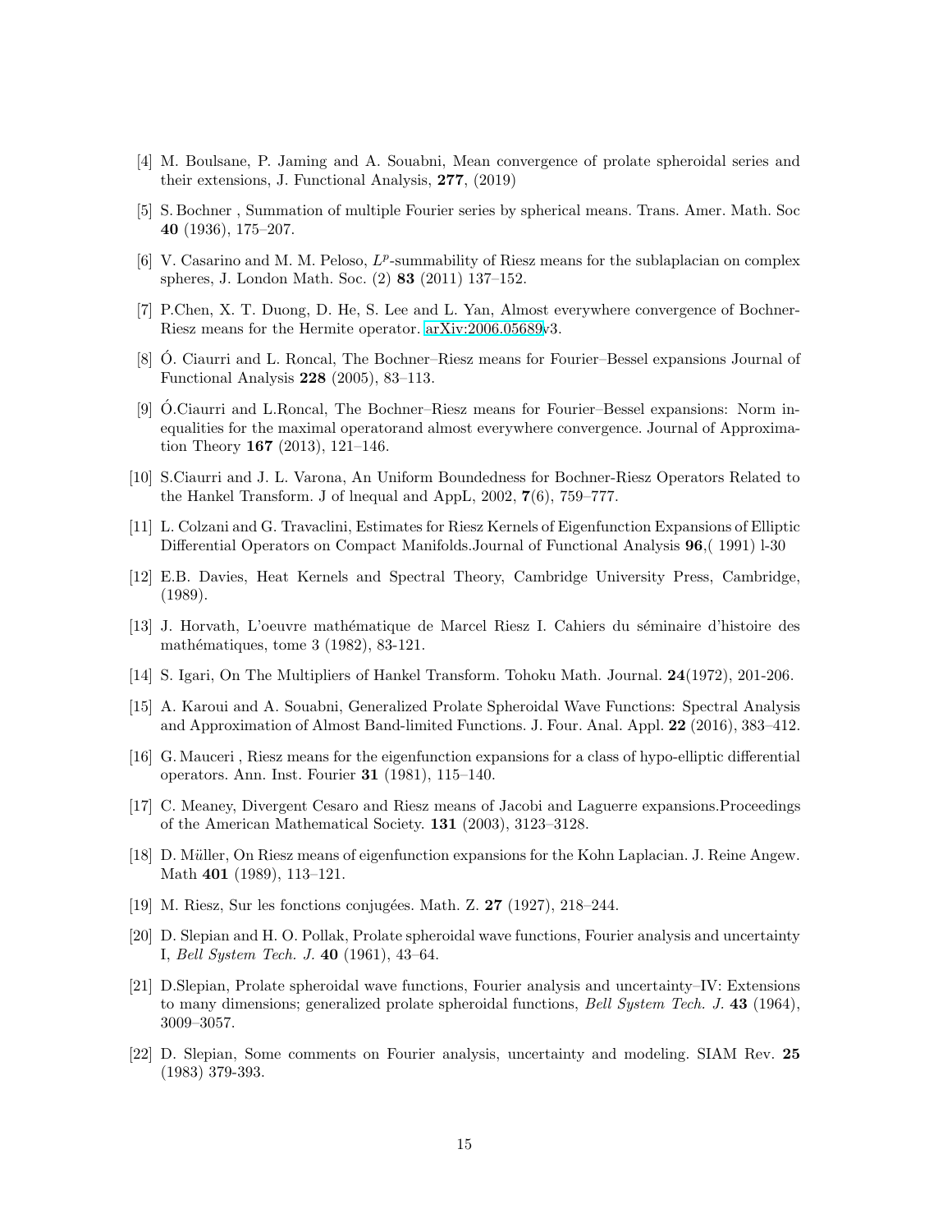[4] M. Boulsane, P. Jaming and A. Souabni, Mean convergence of prolate spheroidal series and their extensions, J. Functional Analysis, **277**, (2019)

[5] S. Bochner , Summation of multiple Fourier series by spherical means. Trans. Amer. Math. Soc **40** (1936), 175–207.

[6] V. Casarino and M. M. Peloso, $L^p$-summability of Riesz means for the sublaplacian on complex spheres, J. London Math. Soc. (2) **83** (2011) 137–152.

[7] P.Chen, X. T. Duong, D. He, S. Lee and L. Yan, Almost everywhere convergence of Bochner-Riesz means for the Hermite operator. arXiv:2006.05689v3.

[8] Ó. Ciaurri and L. Roncal, The Bochner–Riesz means for Fourier–Bessel expansions Journal of Functional Analysis **228** (2005), 83–113.

[9] Ó.Ciaurri and L.Roncal, The Bochner–Riesz means for Fourier–Bessel expansions: Norm inequalities for the maximal operatorand almost everywhere convergence. Journal of Approximation Theory **167** (2013), 121–146.

[10] S.Ciaurri and J. L. Varona, An Uniform Boundedness for Bochner-Riesz Operators Related to the Hankel Transform. J of lnequal and AppL, 2002, **7**(6), 759–777.

[11] L. Colzani and G. Travaclini, Estimates for Riesz Kernels of Eigenfunction Expansions of Elliptic Differential Operators on Compact Manifolds.Journal of Functional Analysis **96**,( 1991) l-30

[12] E.B. Davies, Heat Kernels and Spectral Theory, Cambridge University Press, Cambridge, (1989).

[13] J. Horvath, L'oeuvre mathématique de Marcel Riesz I. Cahiers du séminaire d'histoire des mathématiques, tome 3 (1982), 83-121.

[14] S. Igari, On The Multipliers of Hankel Transform. Tohoku Math. Journal. **24**(1972), 201-206.

[15] A. Karoui and A. Souabni, Generalized Prolate Spheroidal Wave Functions: Spectral Analysis and Approximation of Almost Band-limited Functions. J. Four. Anal. Appl. **22** (2016), 383–412.

[16] G. Mauceri , Riesz means for the eigenfunction expansions for a class of hypo-elliptic differential operators. Ann. Inst. Fourier **31** (1981), 115–140.

[17] C. Meaney, Divergent Cesaro and Riesz means of Jacobi and Laguerre expansions.Proceedings of the American Mathematical Society. **131** (2003), 3123–3128.

[18] D. Müller, On Riesz means of eigenfunction expansions for the Kohn Laplacian. J. Reine Angew. Math **401** (1989), 113–121.

[19] M. Riesz, Sur les fonctions conjugées. Math. Z. **27** (1927), 218–244.

[20] D. Slepian and H. O. Pollak, Prolate spheroidal wave functions, Fourier analysis and uncertainty I, *Bell System Tech. J.* **40** (1961), 43–64.

[21] D.Slepian, Prolate spheroidal wave functions, Fourier analysis and uncertainty–IV: Extensions to many dimensions; generalized prolate spheroidal functions, *Bell System Tech. J.* **43** (1964), 3009–3057.

[22] D. Slepian, Some comments on Fourier analysis, uncertainty and modeling. SIAM Rev. **25** (1983) 379-393.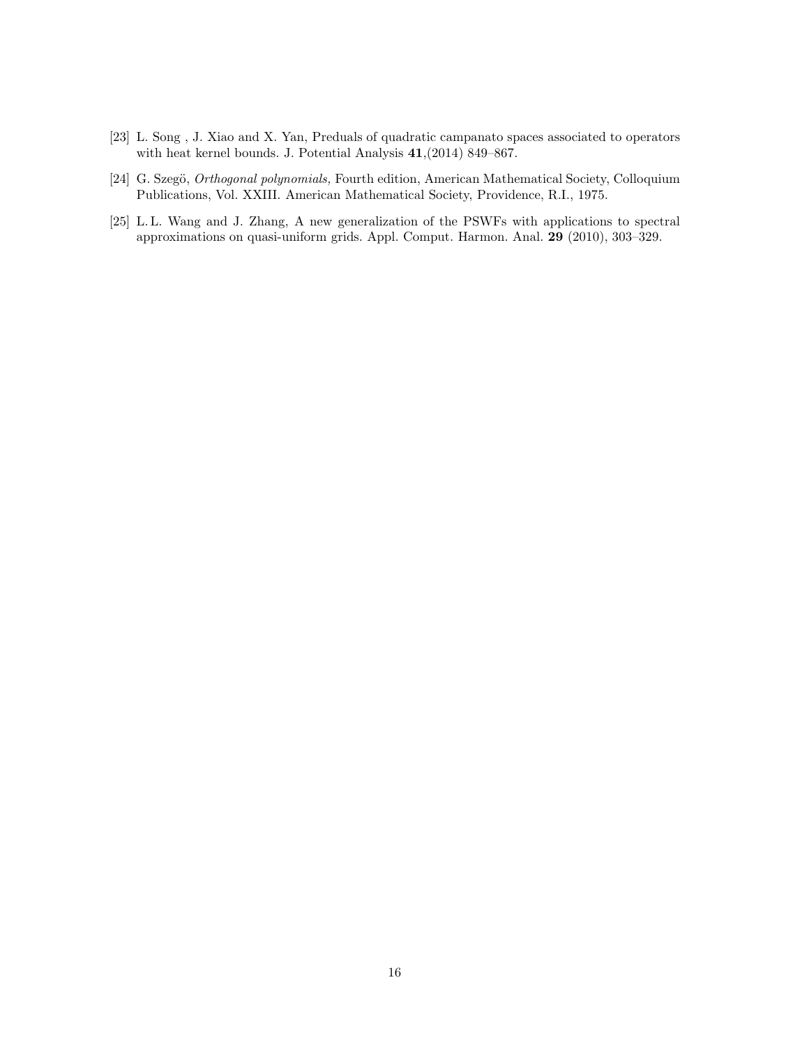[23] L. Song , J. Xiao and X. Yan, Preduals of quadratic campanato spaces associated to operators with heat kernel bounds. J. Potential Analysis **41**,(2014) 849–867.

[24] G. Szegö, *Orthogonal polynomials,* Fourth edition, American Mathematical Society, Colloquium Publications, Vol. XXIII. American Mathematical Society, Providence, R.I., 1975.

[25] L. L. Wang and J. Zhang, A new generalization of the PSWFs with applications to spectral approximations on quasi-uniform grids. Appl. Comput. Harmon. Anal. **29** (2010), 303–329.